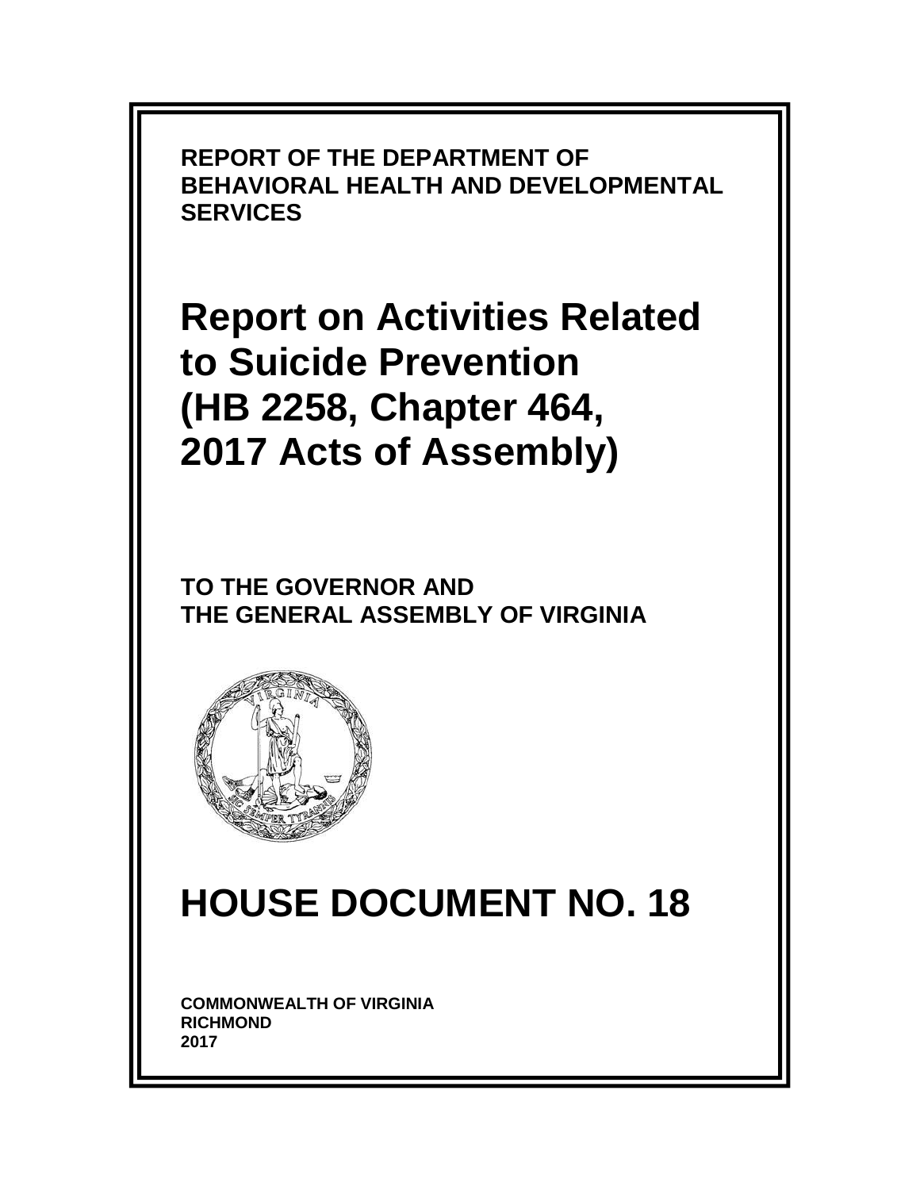**REPORT OF THE DEPARTMENT OF BEHAVIORAL HEALTH AND DEVELOPMENTAL SERVICES**

# Report on Activities Related to Suicide Prevention (HB 2258, Chapter 464, 2017 Acts of Assembly)

**TO THE GOVERNOR AND THE GENERAL ASSEMBLY OF VIRGINIA**

# HOUSE DOCUMENT NO. 18

**COMMONWEALTH OF VIRGINIA**
**RICHMOND**
**2017**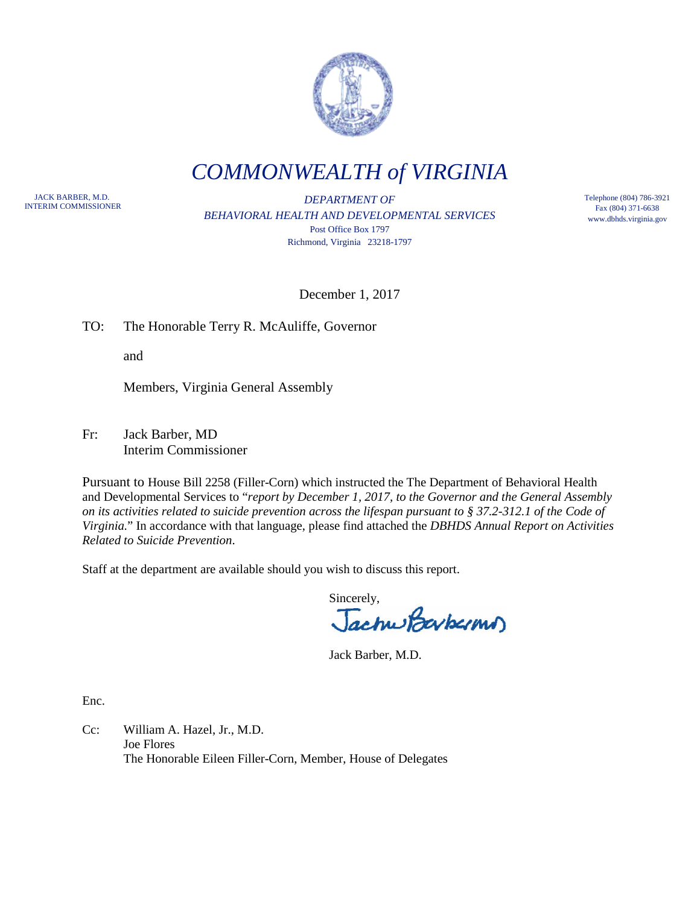# *COMMONWEALTH of VIRGINIA*

JACK BARBER, M.D.
INTERIM COMMISSIONER

*DEPARTMENT OF*
*BEHAVIORAL HEALTH AND DEVELOPMENTAL SERVICES*
Post Office Box 1797
Richmond, Virginia 23218-1797

Telephone (804) 786-3921
Fax (804) 371-6638
www.dbhds.virginia.gov

December 1, 2017

TO: The Honorable Terry R. McAuliffe, Governor

and

Members, Virginia General Assembly

Fr: Jack Barber, MD
Interim Commissioner

Pursuant to House Bill 2258 (Filler-Corn) which instructed the The Department of Behavioral Health and Developmental Services to "*report by December 1, 2017, to the Governor and the General Assembly on its activities related to suicide prevention across the lifespan pursuant to § 37.2-312.1 of the Code of Virginia.*" In accordance with that language, please find attached the *DBHDS Annual Report on Activities Related to Suicide Prevention*.

Staff at the department are available should you wish to discuss this report.

Sincerely,

Jack Barber, M.D.

Enc.

Cc: William A. Hazel, Jr., M.D.
Joe Flores
The Honorable Eileen Filler-Corn, Member, House of Delegates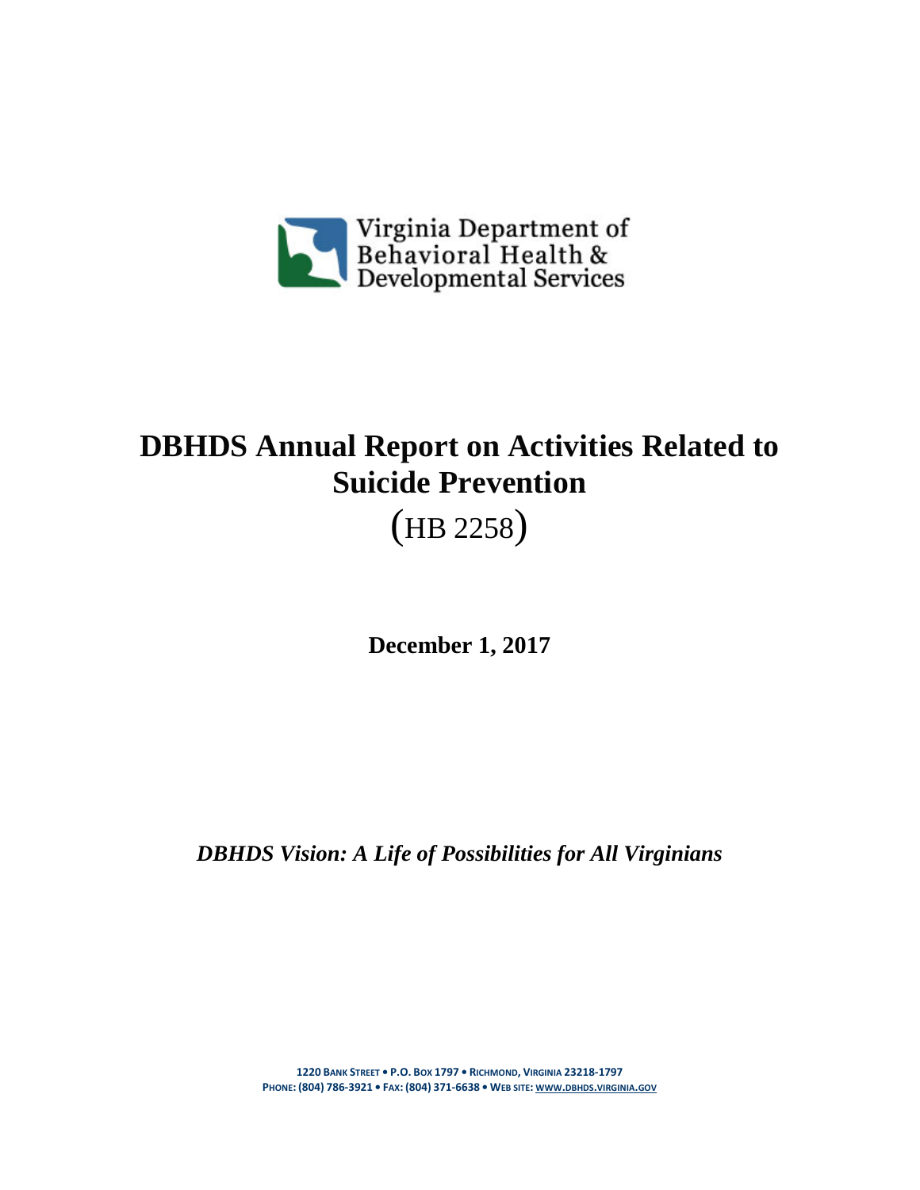Virginia Department of Behavioral Health & Developmental Services

# DBHDS Annual Report on Activities Related to Suicide Prevention

(HB 2258)

**December 1, 2017**

***DBHDS Vision: A Life of Possibilities for All Virginians***

1220 BANK STREET • P.O. BOX 1797 • RICHMOND, VIRGINIA 23218-1797
PHONE: (804) 786-3921 • FAX: (804) 371-6638 • WEB SITE: WWW.DBHDS.VIRGINIA.GOV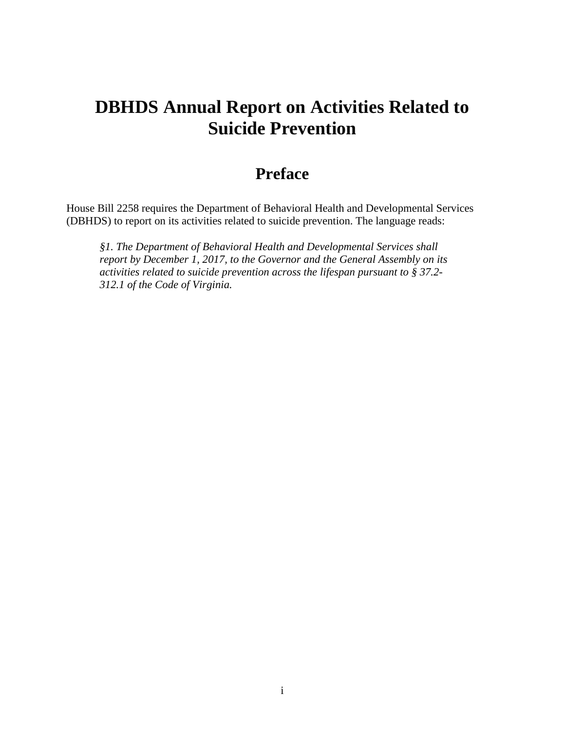# DBHDS Annual Report on Activities Related to Suicide Prevention

## Preface

House Bill 2258 requires the Department of Behavioral Health and Developmental Services (DBHDS) to report on its activities related to suicide prevention. The language reads:

> *§1. The Department of Behavioral Health and Developmental Services shall report by December 1, 2017, to the Governor and the General Assembly on its activities related to suicide prevention across the lifespan pursuant to § 37.2-312.1 of the Code of Virginia.*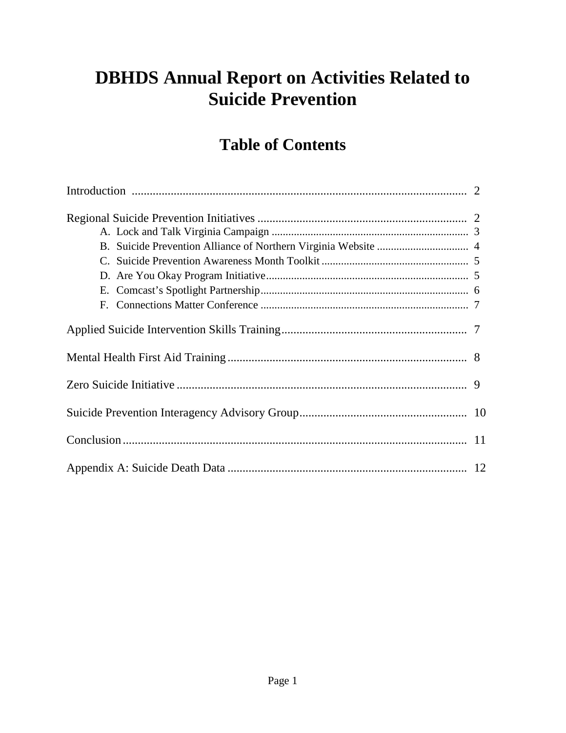# DBHDS Annual Report on Activities Related to Suicide Prevention

## Table of Contents

Introduction ........................................................................................................ 2

Regional Suicide Prevention Initiatives ............................................................... 2

- A. Lock and Talk Virginia Campaign ........................................................................ 3
- B. Suicide Prevention Alliance of Northern Virginia Website ................................. 4
- C. Suicide Prevention Awareness Month Toolkit ..................................................... 5
- D. Are You Okay Program Initiative ......................................................................... 5
- E. Comcast's Spotlight Partnership ........................................................................... 6
- F. Connections Matter Conference ............................................................................ 7

Applied Suicide Intervention Skills Training ......................................................... 7

Mental Health First Aid Training ........................................................................... 8

Zero Suicide Initiative ............................................................................................ 9

Suicide Prevention Interagency Advisory Group .................................................. 10

Conclusion ............................................................................................................. 11

Appendix A: Suicide Death Data ........................................................................... 12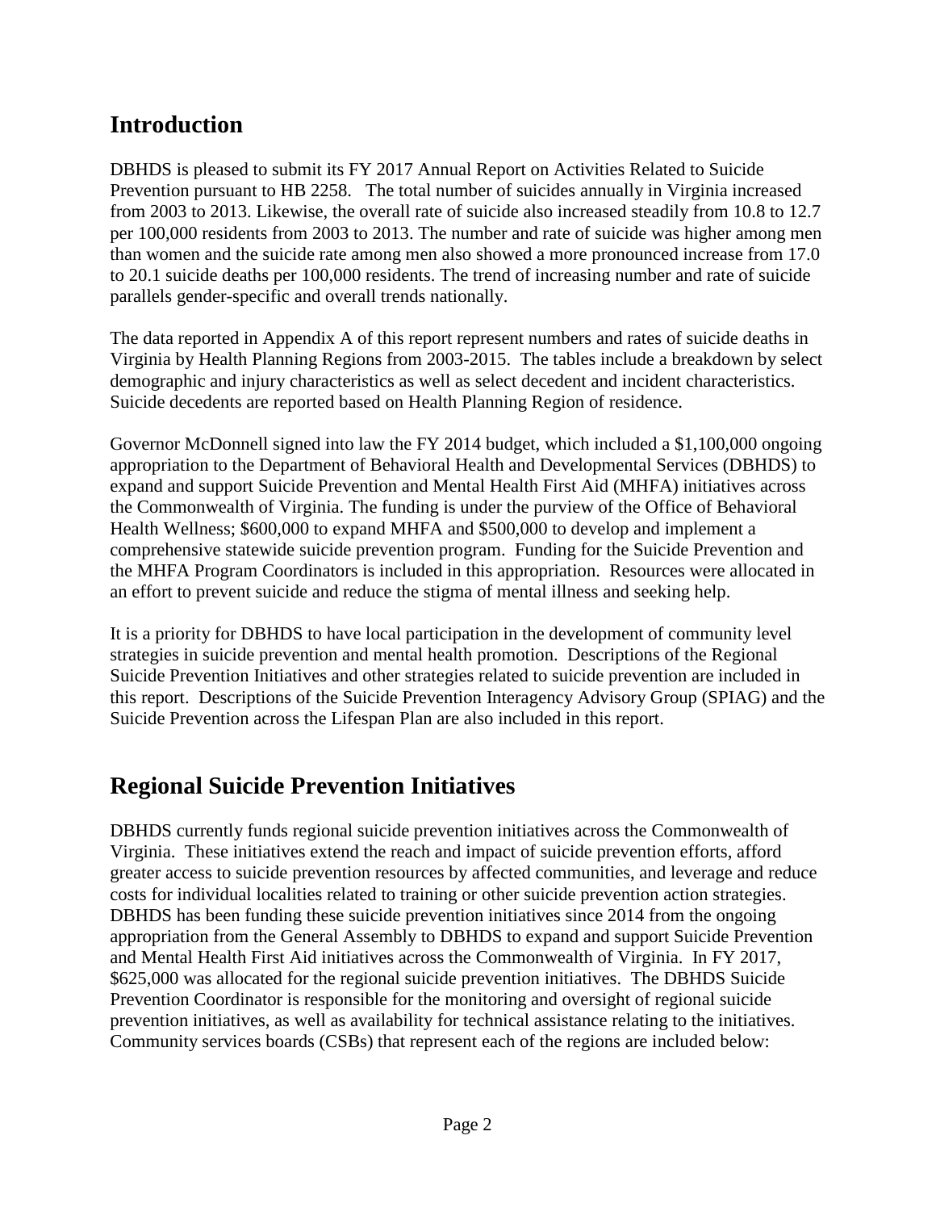## Introduction

DBHDS is pleased to submit its FY 2017 Annual Report on Activities Related to Suicide Prevention pursuant to HB 2258. The total number of suicides annually in Virginia increased from 2003 to 2013. Likewise, the overall rate of suicide also increased steadily from 10.8 to 12.7 per 100,000 residents from 2003 to 2013. The number and rate of suicide was higher among men than women and the suicide rate among men also showed a more pronounced increase from 17.0 to 20.1 suicide deaths per 100,000 residents. The trend of increasing number and rate of suicide parallels gender-specific and overall trends nationally.

The data reported in Appendix A of this report represent numbers and rates of suicide deaths in Virginia by Health Planning Regions from 2003-2015. The tables include a breakdown by select demographic and injury characteristics as well as select decedent and incident characteristics. Suicide decedents are reported based on Health Planning Region of residence.

Governor McDonnell signed into law the FY 2014 budget, which included a $1,100,000 ongoing appropriation to the Department of Behavioral Health and Developmental Services (DBHDS) to expand and support Suicide Prevention and Mental Health First Aid (MHFA) initiatives across the Commonwealth of Virginia. The funding is under the purview of the Office of Behavioral Health Wellness; $600,000 to expand MHFA and $500,000 to develop and implement a comprehensive statewide suicide prevention program. Funding for the Suicide Prevention and the MHFA Program Coordinators is included in this appropriation. Resources were allocated in an effort to prevent suicide and reduce the stigma of mental illness and seeking help.

It is a priority for DBHDS to have local participation in the development of community level strategies in suicide prevention and mental health promotion. Descriptions of the Regional Suicide Prevention Initiatives and other strategies related to suicide prevention are included in this report. Descriptions of the Suicide Prevention Interagency Advisory Group (SPIAG) and the Suicide Prevention across the Lifespan Plan are also included in this report.

## Regional Suicide Prevention Initiatives

DBHDS currently funds regional suicide prevention initiatives across the Commonwealth of Virginia. These initiatives extend the reach and impact of suicide prevention efforts, afford greater access to suicide prevention resources by affected communities, and leverage and reduce costs for individual localities related to training or other suicide prevention action strategies. DBHDS has been funding these suicide prevention initiatives since 2014 from the ongoing appropriation from the General Assembly to DBHDS to expand and support Suicide Prevention and Mental Health First Aid initiatives across the Commonwealth of Virginia. In FY 2017, $625,000 was allocated for the regional suicide prevention initiatives. The DBHDS Suicide Prevention Coordinator is responsible for the monitoring and oversight of regional suicide prevention initiatives, as well as availability for technical assistance relating to the initiatives. Community services boards (CSBs) that represent each of the regions are included below: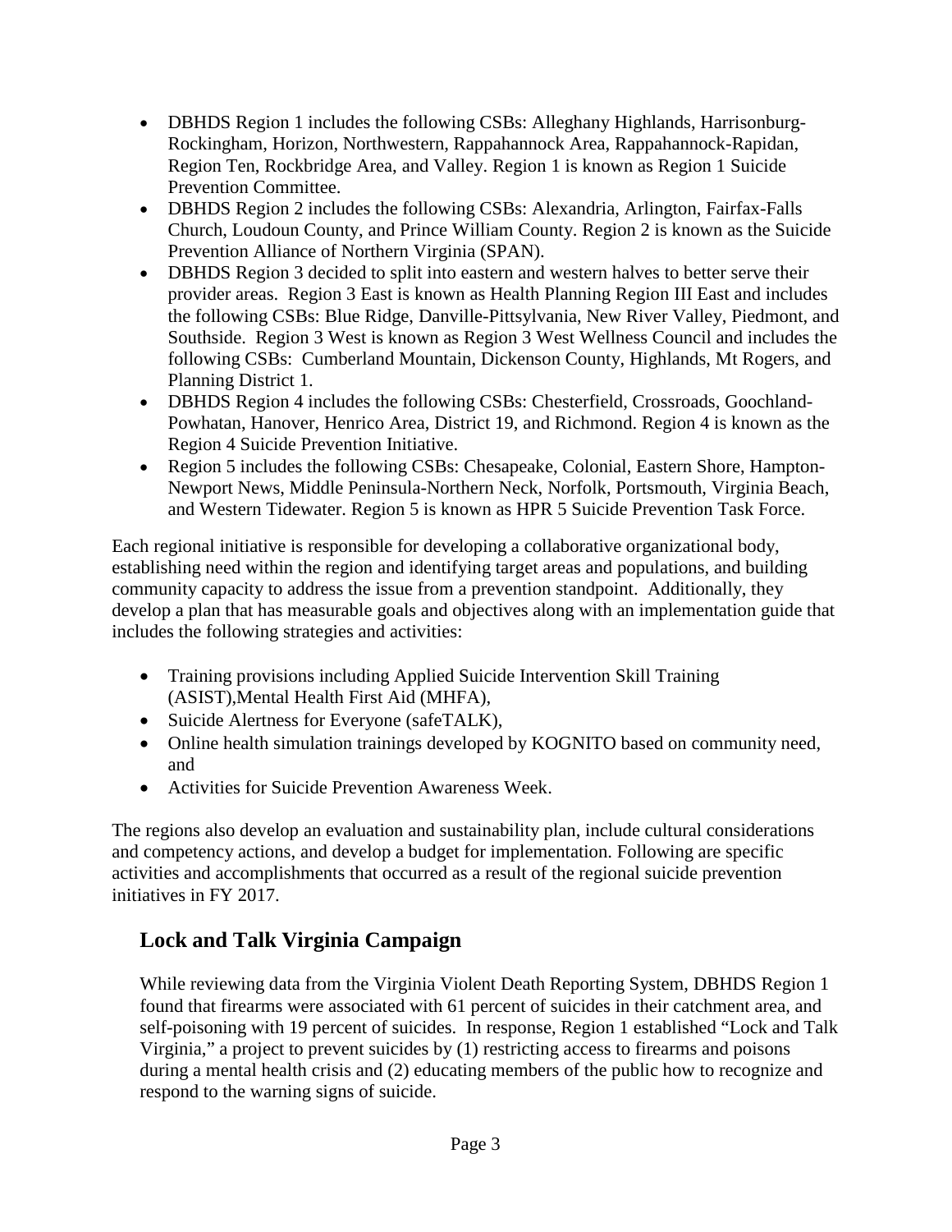- DBHDS Region 1 includes the following CSBs: Alleghany Highlands, Harrisonburg-Rockingham, Horizon, Northwestern, Rappahannock Area, Rappahannock-Rapidan, Region Ten, Rockbridge Area, and Valley. Region 1 is known as Region 1 Suicide Prevention Committee.
- DBHDS Region 2 includes the following CSBs: Alexandria, Arlington, Fairfax-Falls Church, Loudoun County, and Prince William County. Region 2 is known as the Suicide Prevention Alliance of Northern Virginia (SPAN).
- DBHDS Region 3 decided to split into eastern and western halves to better serve their provider areas. Region 3 East is known as Health Planning Region III East and includes the following CSBs: Blue Ridge, Danville-Pittsylvania, New River Valley, Piedmont, and Southside. Region 3 West is known as Region 3 West Wellness Council and includes the following CSBs: Cumberland Mountain, Dickenson County, Highlands, Mt Rogers, and Planning District 1.
- DBHDS Region 4 includes the following CSBs: Chesterfield, Crossroads, Goochland-Powhatan, Hanover, Henrico Area, District 19, and Richmond. Region 4 is known as the Region 4 Suicide Prevention Initiative.
- Region 5 includes the following CSBs: Chesapeake, Colonial, Eastern Shore, Hampton-Newport News, Middle Peninsula-Northern Neck, Norfolk, Portsmouth, Virginia Beach, and Western Tidewater. Region 5 is known as HPR 5 Suicide Prevention Task Force.

Each regional initiative is responsible for developing a collaborative organizational body, establishing need within the region and identifying target areas and populations, and building community capacity to address the issue from a prevention standpoint. Additionally, they develop a plan that has measurable goals and objectives along with an implementation guide that includes the following strategies and activities:

- Training provisions including Applied Suicide Intervention Skill Training (ASIST),Mental Health First Aid (MHFA),
- Suicide Alertness for Everyone (safeTALK),
- Online health simulation trainings developed by KOGNITO based on community need, and
- Activities for Suicide Prevention Awareness Week.

The regions also develop an evaluation and sustainability plan, include cultural considerations and competency actions, and develop a budget for implementation. Following are specific activities and accomplishments that occurred as a result of the regional suicide prevention initiatives in FY 2017.

## Lock and Talk Virginia Campaign

While reviewing data from the Virginia Violent Death Reporting System, DBHDS Region 1 found that firearms were associated with 61 percent of suicides in their catchment area, and self-poisoning with 19 percent of suicides. In response, Region 1 established "Lock and Talk Virginia," a project to prevent suicides by (1) restricting access to firearms and poisons during a mental health crisis and (2) educating members of the public how to recognize and respond to the warning signs of suicide.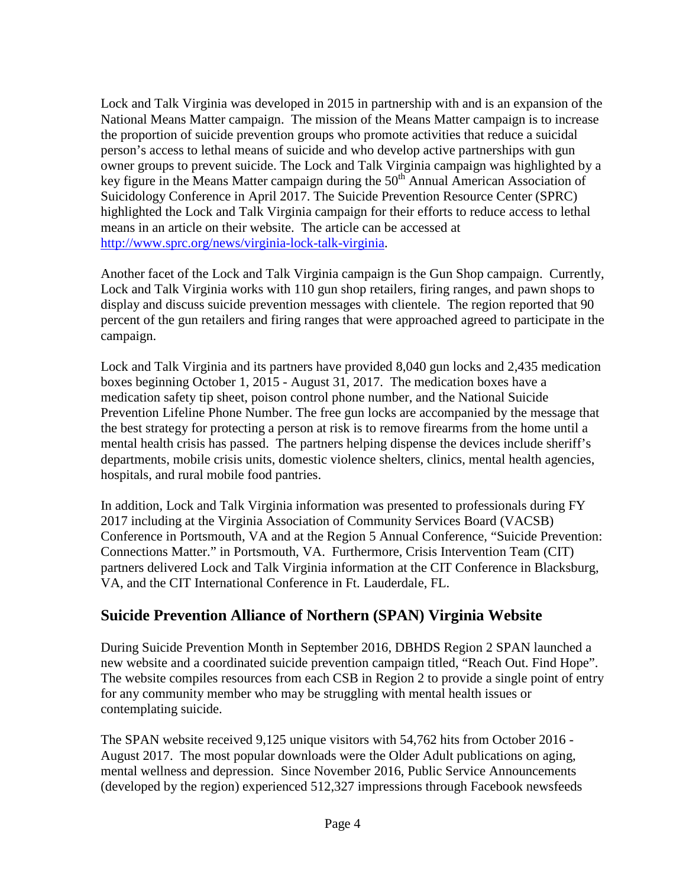Lock and Talk Virginia was developed in 2015 in partnership with and is an expansion of the National Means Matter campaign. The mission of the Means Matter campaign is to increase the proportion of suicide prevention groups who promote activities that reduce a suicidal person's access to lethal means of suicide and who develop active partnerships with gun owner groups to prevent suicide. The Lock and Talk Virginia campaign was highlighted by a key figure in the Means Matter campaign during the 50th Annual American Association of Suicidology Conference in April 2017. The Suicide Prevention Resource Center (SPRC) highlighted the Lock and Talk Virginia campaign for their efforts to reduce access to lethal means in an article on their website. The article can be accessed at http://www.sprc.org/news/virginia-lock-talk-virginia.

Another facet of the Lock and Talk Virginia campaign is the Gun Shop campaign. Currently, Lock and Talk Virginia works with 110 gun shop retailers, firing ranges, and pawn shops to display and discuss suicide prevention messages with clientele. The region reported that 90 percent of the gun retailers and firing ranges that were approached agreed to participate in the campaign.

Lock and Talk Virginia and its partners have provided 8,040 gun locks and 2,435 medication boxes beginning October 1, 2015 - August 31, 2017. The medication boxes have a medication safety tip sheet, poison control phone number, and the National Suicide Prevention Lifeline Phone Number. The free gun locks are accompanied by the message that the best strategy for protecting a person at risk is to remove firearms from the home until a mental health crisis has passed. The partners helping dispense the devices include sheriff's departments, mobile crisis units, domestic violence shelters, clinics, mental health agencies, hospitals, and rural mobile food pantries.

In addition, Lock and Talk Virginia information was presented to professionals during FY 2017 including at the Virginia Association of Community Services Board (VACSB) Conference in Portsmouth, VA and at the Region 5 Annual Conference, "Suicide Prevention: Connections Matter." in Portsmouth, VA. Furthermore, Crisis Intervention Team (CIT) partners delivered Lock and Talk Virginia information at the CIT Conference in Blacksburg, VA, and the CIT International Conference in Ft. Lauderdale, FL.

## Suicide Prevention Alliance of Northern (SPAN) Virginia Website

During Suicide Prevention Month in September 2016, DBHDS Region 2 SPAN launched a new website and a coordinated suicide prevention campaign titled, "Reach Out. Find Hope". The website compiles resources from each CSB in Region 2 to provide a single point of entry for any community member who may be struggling with mental health issues or contemplating suicide.

The SPAN website received 9,125 unique visitors with 54,762 hits from October 2016 - August 2017. The most popular downloads were the Older Adult publications on aging, mental wellness and depression. Since November 2016, Public Service Announcements (developed by the region) experienced 512,327 impressions through Facebook newsfeeds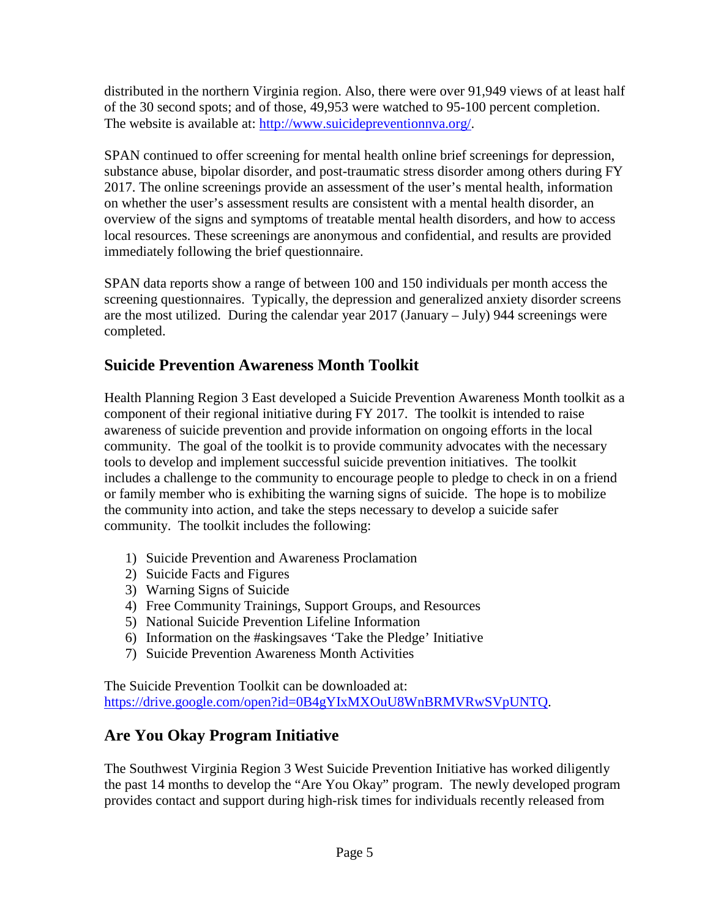distributed in the northern Virginia region. Also, there were over 91,949 views of at least half of the 30 second spots; and of those, 49,953 were watched to 95-100 percent completion. The website is available at: http://www.suicidepreventionnva.org/.

SPAN continued to offer screening for mental health online brief screenings for depression, substance abuse, bipolar disorder, and post-traumatic stress disorder among others during FY 2017. The online screenings provide an assessment of the user's mental health, information on whether the user's assessment results are consistent with a mental health disorder, an overview of the signs and symptoms of treatable mental health disorders, and how to access local resources. These screenings are anonymous and confidential, and results are provided immediately following the brief questionnaire.

SPAN data reports show a range of between 100 and 150 individuals per month access the screening questionnaires. Typically, the depression and generalized anxiety disorder screens are the most utilized. During the calendar year 2017 (January – July) 944 screenings were completed.

## Suicide Prevention Awareness Month Toolkit

Health Planning Region 3 East developed a Suicide Prevention Awareness Month toolkit as a component of their regional initiative during FY 2017. The toolkit is intended to raise awareness of suicide prevention and provide information on ongoing efforts in the local community. The goal of the toolkit is to provide community advocates with the necessary tools to develop and implement successful suicide prevention initiatives. The toolkit includes a challenge to the community to encourage people to pledge to check in on a friend or family member who is exhibiting the warning signs of suicide. The hope is to mobilize the community into action, and take the steps necessary to develop a suicide safer community. The toolkit includes the following:

1) Suicide Prevention and Awareness Proclamation
2) Suicide Facts and Figures
3) Warning Signs of Suicide
4) Free Community Trainings, Support Groups, and Resources
5) National Suicide Prevention Lifeline Information
6) Information on the #askingsaves 'Take the Pledge' Initiative
7) Suicide Prevention Awareness Month Activities

The Suicide Prevention Toolkit can be downloaded at: https://drive.google.com/open?id=0B4gYIxMXOuU8WnBRMVRwSVpUNTQ.

## Are You Okay Program Initiative

The Southwest Virginia Region 3 West Suicide Prevention Initiative has worked diligently the past 14 months to develop the "Are You Okay" program. The newly developed program provides contact and support during high-risk times for individuals recently released from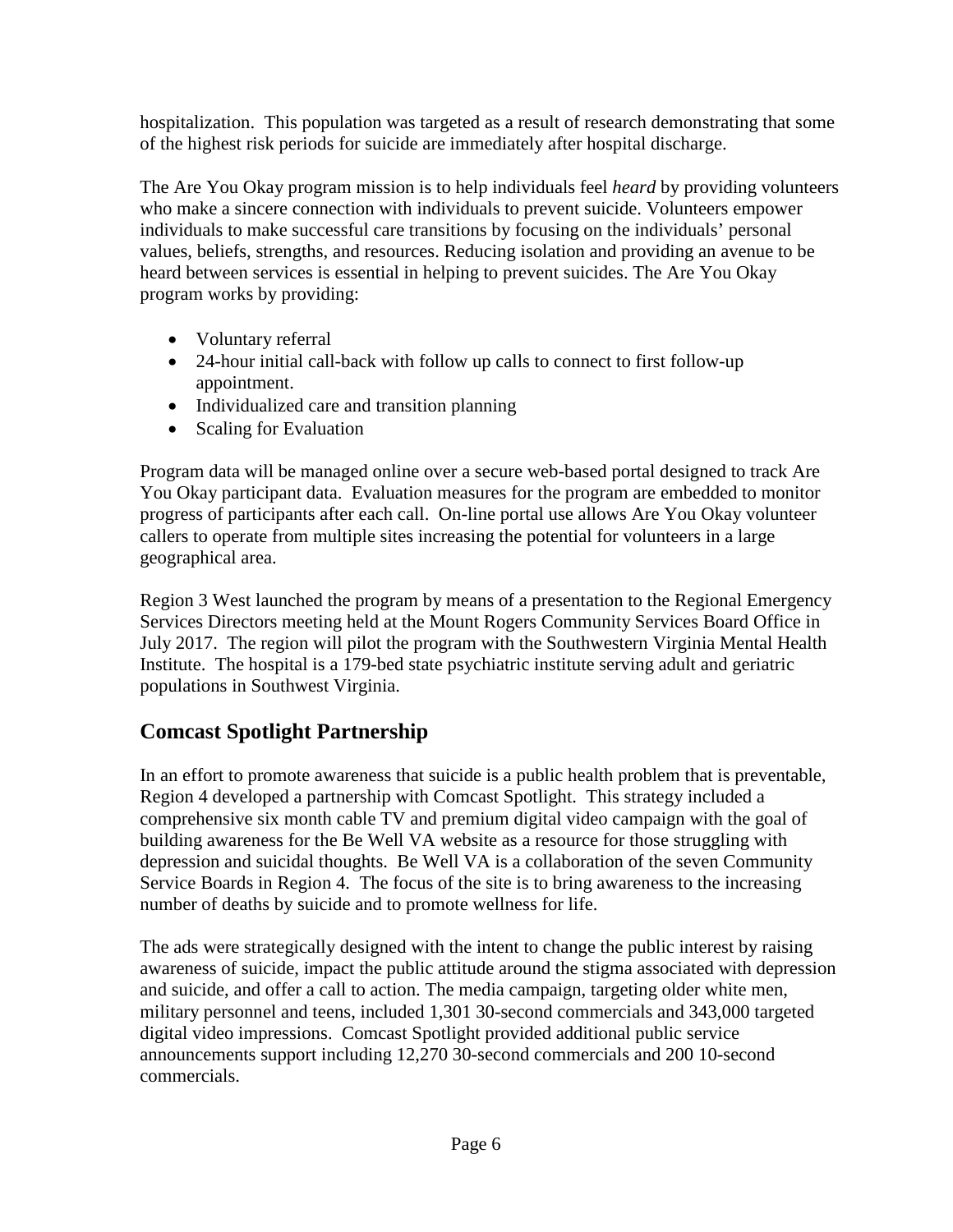hospitalization. This population was targeted as a result of research demonstrating that some of the highest risk periods for suicide are immediately after hospital discharge.

The Are You Okay program mission is to help individuals feel *heard* by providing volunteers who make a sincere connection with individuals to prevent suicide. Volunteers empower individuals to make successful care transitions by focusing on the individuals' personal values, beliefs, strengths, and resources. Reducing isolation and providing an avenue to be heard between services is essential in helping to prevent suicides. The Are You Okay program works by providing:

- Voluntary referral
- 24-hour initial call-back with follow up calls to connect to first follow-up appointment.
- Individualized care and transition planning
- Scaling for Evaluation

Program data will be managed online over a secure web-based portal designed to track Are You Okay participant data. Evaluation measures for the program are embedded to monitor progress of participants after each call. On-line portal use allows Are You Okay volunteer callers to operate from multiple sites increasing the potential for volunteers in a large geographical area.

Region 3 West launched the program by means of a presentation to the Regional Emergency Services Directors meeting held at the Mount Rogers Community Services Board Office in July 2017. The region will pilot the program with the Southwestern Virginia Mental Health Institute. The hospital is a 179-bed state psychiatric institute serving adult and geriatric populations in Southwest Virginia.

## Comcast Spotlight Partnership

In an effort to promote awareness that suicide is a public health problem that is preventable, Region 4 developed a partnership with Comcast Spotlight. This strategy included a comprehensive six month cable TV and premium digital video campaign with the goal of building awareness for the Be Well VA website as a resource for those struggling with depression and suicidal thoughts. Be Well VA is a collaboration of the seven Community Service Boards in Region 4. The focus of the site is to bring awareness to the increasing number of deaths by suicide and to promote wellness for life.

The ads were strategically designed with the intent to change the public interest by raising awareness of suicide, impact the public attitude around the stigma associated with depression and suicide, and offer a call to action. The media campaign, targeting older white men, military personnel and teens, included 1,301 30-second commercials and 343,000 targeted digital video impressions. Comcast Spotlight provided additional public service announcements support including 12,270 30-second commercials and 200 10-second commercials.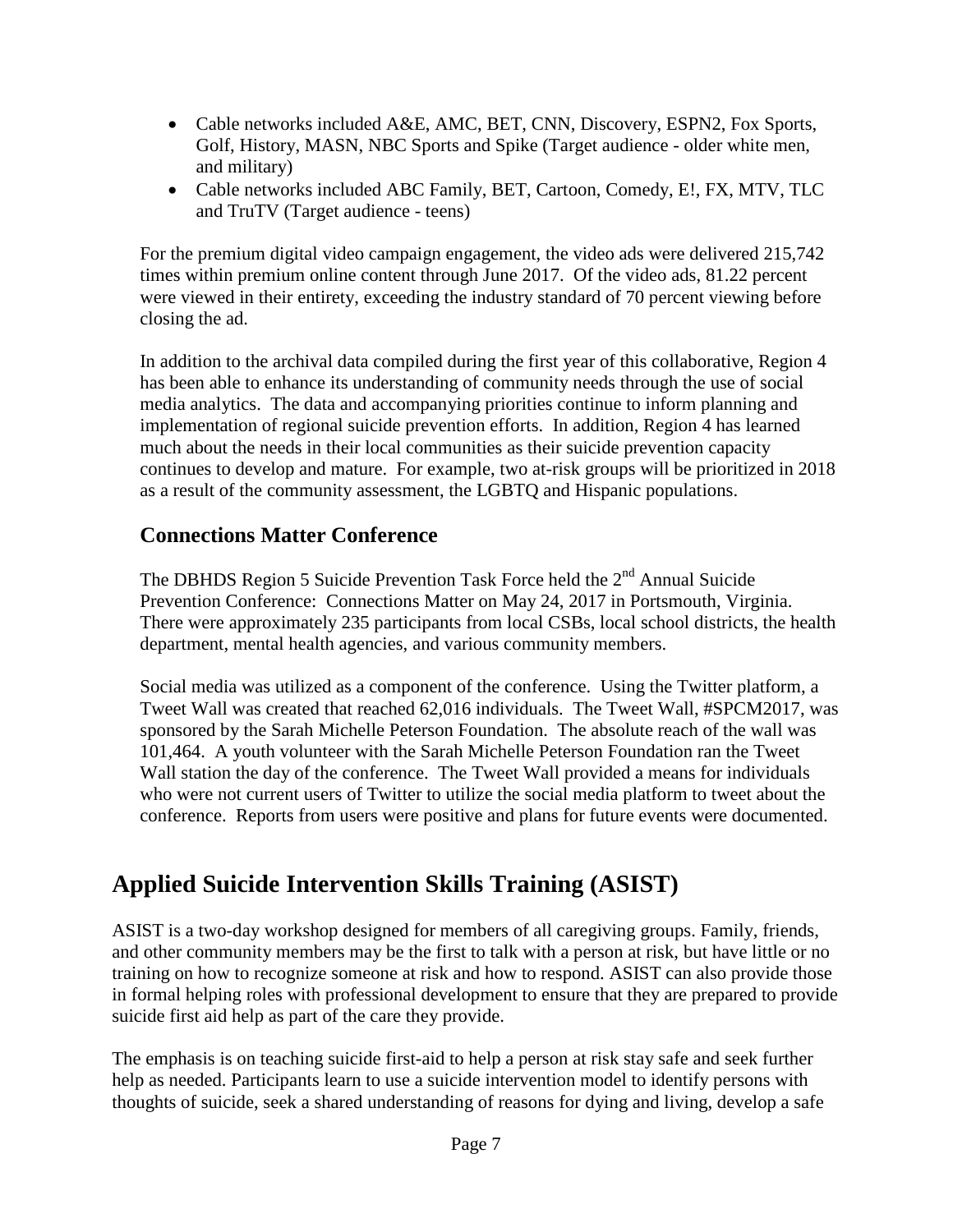- Cable networks included A&E, AMC, BET, CNN, Discovery, ESPN2, Fox Sports, Golf, History, MASN, NBC Sports and Spike (Target audience - older white men, and military)
- Cable networks included ABC Family, BET, Cartoon, Comedy, E!, FX, MTV, TLC and TruTV (Target audience - teens)

For the premium digital video campaign engagement, the video ads were delivered 215,742 times within premium online content through June 2017. Of the video ads, 81.22 percent were viewed in their entirety, exceeding the industry standard of 70 percent viewing before closing the ad.

In addition to the archival data compiled during the first year of this collaborative, Region 4 has been able to enhance its understanding of community needs through the use of social media analytics. The data and accompanying priorities continue to inform planning and implementation of regional suicide prevention efforts. In addition, Region 4 has learned much about the needs in their local communities as their suicide prevention capacity continues to develop and mature. For example, two at-risk groups will be prioritized in 2018 as a result of the community assessment, the LGBTQ and Hispanic populations.

### Connections Matter Conference

The DBHDS Region 5 Suicide Prevention Task Force held the 2nd Annual Suicide Prevention Conference: Connections Matter on May 24, 2017 in Portsmouth, Virginia. There were approximately 235 participants from local CSBs, local school districts, the health department, mental health agencies, and various community members.

Social media was utilized as a component of the conference. Using the Twitter platform, a Tweet Wall was created that reached 62,016 individuals. The Tweet Wall, #SPCM2017, was sponsored by the Sarah Michelle Peterson Foundation. The absolute reach of the wall was 101,464. A youth volunteer with the Sarah Michelle Peterson Foundation ran the Tweet Wall station the day of the conference. The Tweet Wall provided a means for individuals who were not current users of Twitter to utilize the social media platform to tweet about the conference. Reports from users were positive and plans for future events were documented.

## Applied Suicide Intervention Skills Training (ASIST)

ASIST is a two-day workshop designed for members of all caregiving groups. Family, friends, and other community members may be the first to talk with a person at risk, but have little or no training on how to recognize someone at risk and how to respond. ASIST can also provide those in formal helping roles with professional development to ensure that they are prepared to provide suicide first aid help as part of the care they provide.

The emphasis is on teaching suicide first-aid to help a person at risk stay safe and seek further help as needed. Participants learn to use a suicide intervention model to identify persons with thoughts of suicide, seek a shared understanding of reasons for dying and living, develop a safe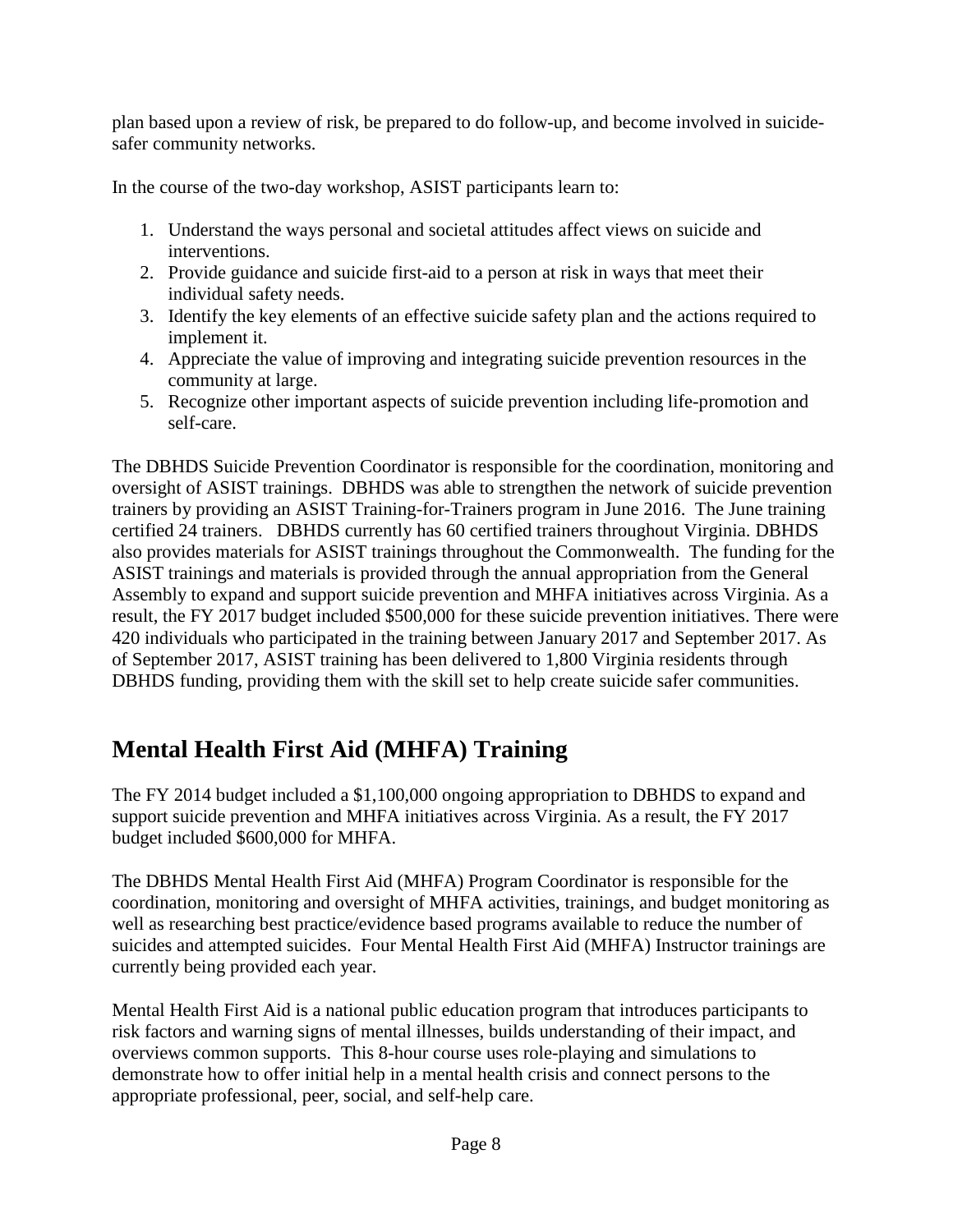plan based upon a review of risk, be prepared to do follow-up, and become involved in suicide-safer community networks.

In the course of the two-day workshop, ASIST participants learn to:

1. Understand the ways personal and societal attitudes affect views on suicide and interventions.
2. Provide guidance and suicide first-aid to a person at risk in ways that meet their individual safety needs.
3. Identify the key elements of an effective suicide safety plan and the actions required to implement it.
4. Appreciate the value of improving and integrating suicide prevention resources in the community at large.
5. Recognize other important aspects of suicide prevention including life-promotion and self-care.

The DBHDS Suicide Prevention Coordinator is responsible for the coordination, monitoring and oversight of ASIST trainings. DBHDS was able to strengthen the network of suicide prevention trainers by providing an ASIST Training-for-Trainers program in June 2016. The June training certified 24 trainers. DBHDS currently has 60 certified trainers throughout Virginia. DBHDS also provides materials for ASIST trainings throughout the Commonwealth. The funding for the ASIST trainings and materials is provided through the annual appropriation from the General Assembly to expand and support suicide prevention and MHFA initiatives across Virginia. As a result, the FY 2017 budget included $500,000 for these suicide prevention initiatives. There were 420 individuals who participated in the training between January 2017 and September 2017. As of September 2017, ASIST training has been delivered to 1,800 Virginia residents through DBHDS funding, providing them with the skill set to help create suicide safer communities.

## Mental Health First Aid (MHFA) Training

The FY 2014 budget included a $1,100,000 ongoing appropriation to DBHDS to expand and support suicide prevention and MHFA initiatives across Virginia. As a result, the FY 2017 budget included $600,000 for MHFA.

The DBHDS Mental Health First Aid (MHFA) Program Coordinator is responsible for the coordination, monitoring and oversight of MHFA activities, trainings, and budget monitoring as well as researching best practice/evidence based programs available to reduce the number of suicides and attempted suicides. Four Mental Health First Aid (MHFA) Instructor trainings are currently being provided each year.

Mental Health First Aid is a national public education program that introduces participants to risk factors and warning signs of mental illnesses, builds understanding of their impact, and overviews common supports. This 8-hour course uses role-playing and simulations to demonstrate how to offer initial help in a mental health crisis and connect persons to the appropriate professional, peer, social, and self-help care.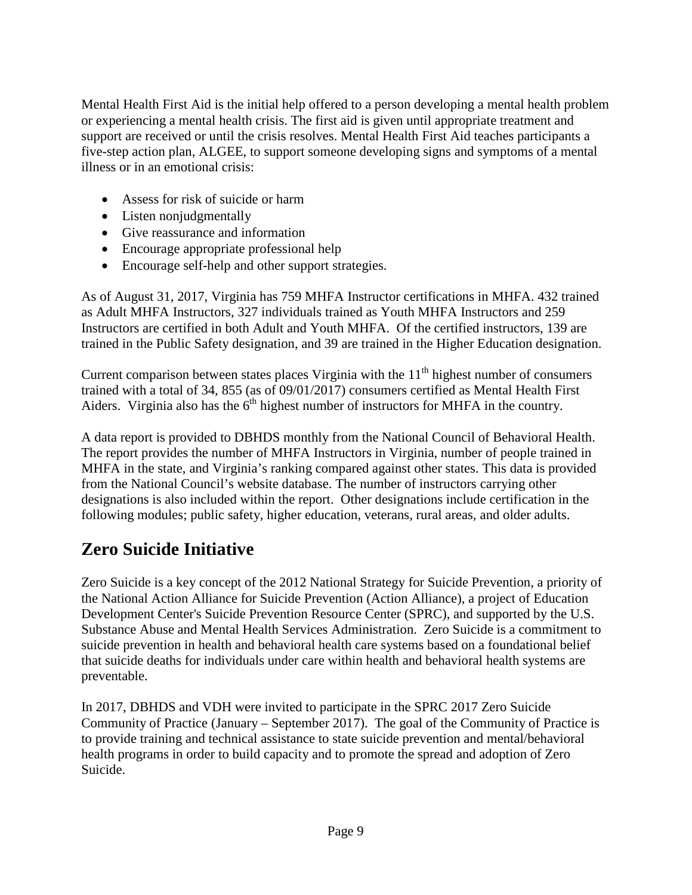Mental Health First Aid is the initial help offered to a person developing a mental health problem or experiencing a mental health crisis. The first aid is given until appropriate treatment and support are received or until the crisis resolves. Mental Health First Aid teaches participants a five-step action plan, ALGEE, to support someone developing signs and symptoms of a mental illness or in an emotional crisis:

- Assess for risk of suicide or harm
- Listen nonjudgmentally
- Give reassurance and information
- Encourage appropriate professional help
- Encourage self-help and other support strategies.

As of August 31, 2017, Virginia has 759 MHFA Instructor certifications in MHFA. 432 trained as Adult MHFA Instructors, 327 individuals trained as Youth MHFA Instructors and 259 Instructors are certified in both Adult and Youth MHFA. Of the certified instructors, 139 are trained in the Public Safety designation, and 39 are trained in the Higher Education designation.

Current comparison between states places Virginia with the 11th highest number of consumers trained with a total of 34, 855 (as of 09/01/2017) consumers certified as Mental Health First Aiders. Virginia also has the 6th highest number of instructors for MHFA in the country.

A data report is provided to DBHDS monthly from the National Council of Behavioral Health. The report provides the number of MHFA Instructors in Virginia, number of people trained in MHFA in the state, and Virginia's ranking compared against other states. This data is provided from the National Council's website database. The number of instructors carrying other designations is also included within the report. Other designations include certification in the following modules; public safety, higher education, veterans, rural areas, and older adults.

## Zero Suicide Initiative

Zero Suicide is a key concept of the 2012 National Strategy for Suicide Prevention, a priority of the National Action Alliance for Suicide Prevention (Action Alliance), a project of Education Development Center's Suicide Prevention Resource Center (SPRC), and supported by the U.S. Substance Abuse and Mental Health Services Administration. Zero Suicide is a commitment to suicide prevention in health and behavioral health care systems based on a foundational belief that suicide deaths for individuals under care within health and behavioral health systems are preventable.

In 2017, DBHDS and VDH were invited to participate in the SPRC 2017 Zero Suicide Community of Practice (January – September 2017). The goal of the Community of Practice is to provide training and technical assistance to state suicide prevention and mental/behavioral health programs in order to build capacity and to promote the spread and adoption of Zero Suicide.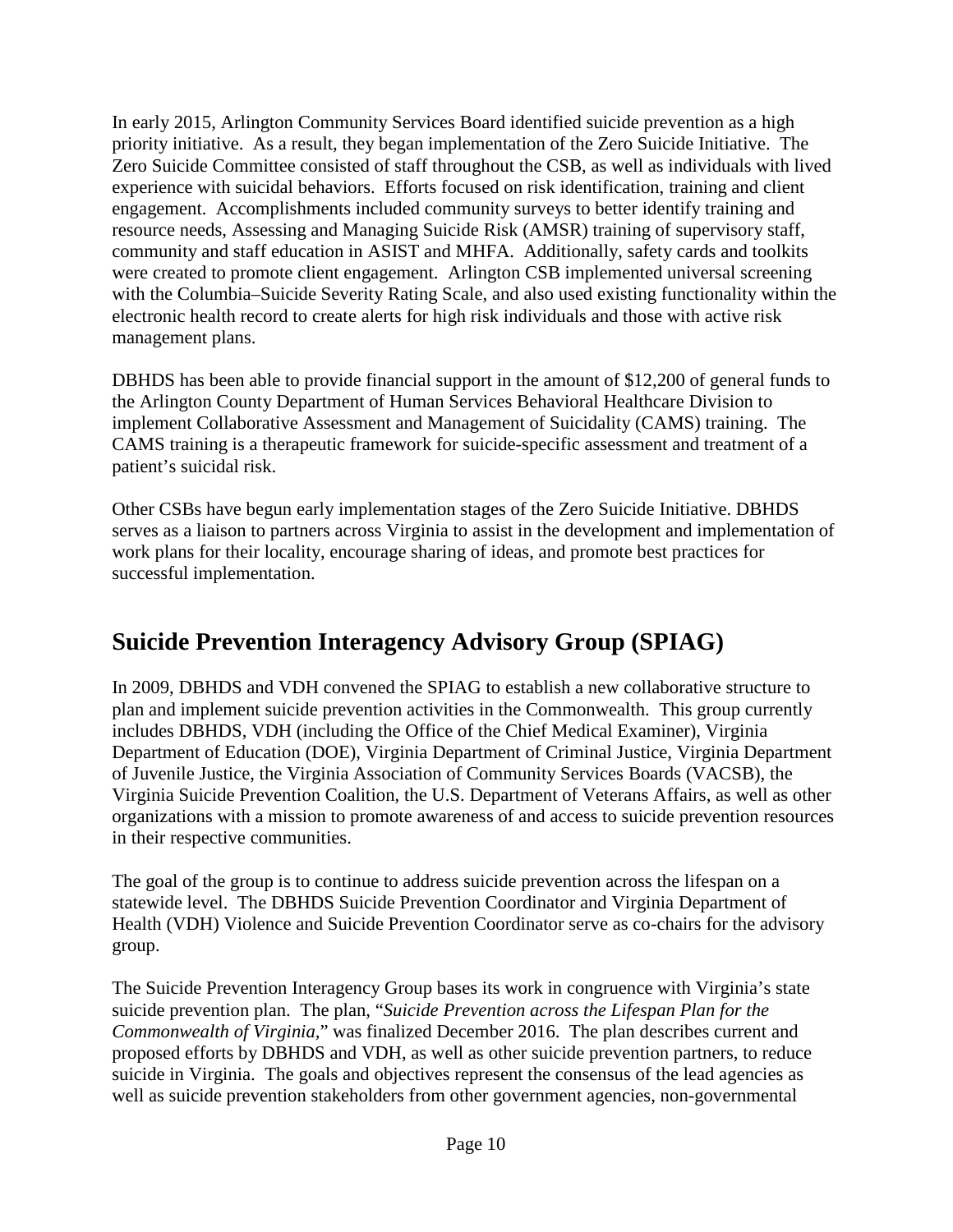In early 2015, Arlington Community Services Board identified suicide prevention as a high priority initiative. As a result, they began implementation of the Zero Suicide Initiative. The Zero Suicide Committee consisted of staff throughout the CSB, as well as individuals with lived experience with suicidal behaviors. Efforts focused on risk identification, training and client engagement. Accomplishments included community surveys to better identify training and resource needs, Assessing and Managing Suicide Risk (AMSR) training of supervisory staff, community and staff education in ASIST and MHFA. Additionally, safety cards and toolkits were created to promote client engagement. Arlington CSB implemented universal screening with the Columbia–Suicide Severity Rating Scale, and also used existing functionality within the electronic health record to create alerts for high risk individuals and those with active risk management plans.

DBHDS has been able to provide financial support in the amount of $12,200 of general funds to the Arlington County Department of Human Services Behavioral Healthcare Division to implement Collaborative Assessment and Management of Suicidality (CAMS) training. The CAMS training is a therapeutic framework for suicide-specific assessment and treatment of a patient's suicidal risk.

Other CSBs have begun early implementation stages of the Zero Suicide Initiative. DBHDS serves as a liaison to partners across Virginia to assist in the development and implementation of work plans for their locality, encourage sharing of ideas, and promote best practices for successful implementation.

## Suicide Prevention Interagency Advisory Group (SPIAG)

In 2009, DBHDS and VDH convened the SPIAG to establish a new collaborative structure to plan and implement suicide prevention activities in the Commonwealth. This group currently includes DBHDS, VDH (including the Office of the Chief Medical Examiner), Virginia Department of Education (DOE), Virginia Department of Criminal Justice, Virginia Department of Juvenile Justice, the Virginia Association of Community Services Boards (VACSB), the Virginia Suicide Prevention Coalition, the U.S. Department of Veterans Affairs, as well as other organizations with a mission to promote awareness of and access to suicide prevention resources in their respective communities.

The goal of the group is to continue to address suicide prevention across the lifespan on a statewide level. The DBHDS Suicide Prevention Coordinator and Virginia Department of Health (VDH) Violence and Suicide Prevention Coordinator serve as co-chairs for the advisory group.

The Suicide Prevention Interagency Group bases its work in congruence with Virginia's state suicide prevention plan. The plan, "*Suicide Prevention across the Lifespan Plan for the Commonwealth of Virginia,*" was finalized December 2016. The plan describes current and proposed efforts by DBHDS and VDH, as well as other suicide prevention partners, to reduce suicide in Virginia. The goals and objectives represent the consensus of the lead agencies as well as suicide prevention stakeholders from other government agencies, non-governmental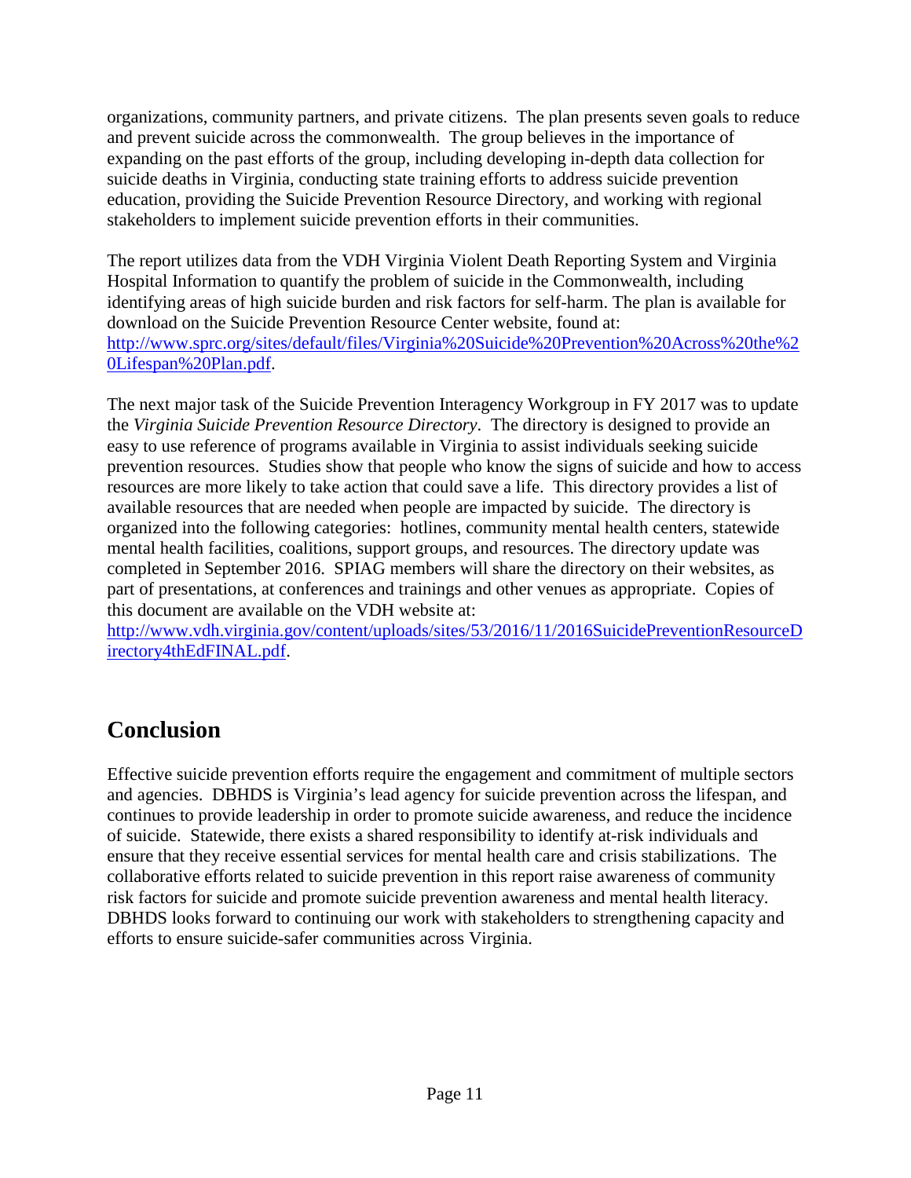organizations, community partners, and private citizens. The plan presents seven goals to reduce and prevent suicide across the commonwealth. The group believes in the importance of expanding on the past efforts of the group, including developing in-depth data collection for suicide deaths in Virginia, conducting state training efforts to address suicide prevention education, providing the Suicide Prevention Resource Directory, and working with regional stakeholders to implement suicide prevention efforts in their communities.

The report utilizes data from the VDH Virginia Violent Death Reporting System and Virginia Hospital Information to quantify the problem of suicide in the Commonwealth, including identifying areas of high suicide burden and risk factors for self-harm. The plan is available for download on the Suicide Prevention Resource Center website, found at: [http://www.sprc.org/sites/default/files/Virginia%20Suicide%20Prevention%20Across%20the%20Lifespan%20Plan.pdf](http://www.sprc.org/sites/default/files/Virginia%20Suicide%20Prevention%20Across%20the%20Lifespan%20Plan.pdf).

The next major task of the Suicide Prevention Interagency Workgroup in FY 2017 was to update the *Virginia Suicide Prevention Resource Directory*. The directory is designed to provide an easy to use reference of programs available in Virginia to assist individuals seeking suicide prevention resources. Studies show that people who know the signs of suicide and how to access resources are more likely to take action that could save a life. This directory provides a list of available resources that are needed when people are impacted by suicide. The directory is organized into the following categories: hotlines, community mental health centers, statewide mental health facilities, coalitions, support groups, and resources. The directory update was completed in September 2016. SPIAG members will share the directory on their websites, as part of presentations, at conferences and trainings and other venues as appropriate. Copies of this document are available on the VDH website at: [http://www.vdh.virginia.gov/content/uploads/sites/53/2016/11/2016SuicidePreventionResourceDirectory4thEdFINAL.pdf](http://www.vdh.virginia.gov/content/uploads/sites/53/2016/11/2016SuicidePreventionResourceDirectory4thEdFINAL.pdf).

## Conclusion

Effective suicide prevention efforts require the engagement and commitment of multiple sectors and agencies. DBHDS is Virginia's lead agency for suicide prevention across the lifespan, and continues to provide leadership in order to promote suicide awareness, and reduce the incidence of suicide. Statewide, there exists a shared responsibility to identify at-risk individuals and ensure that they receive essential services for mental health care and crisis stabilizations. The collaborative efforts related to suicide prevention in this report raise awareness of community risk factors for suicide and promote suicide prevention awareness and mental health literacy. DBHDS looks forward to continuing our work with stakeholders to strengthening capacity and efforts to ensure suicide-safer communities across Virginia.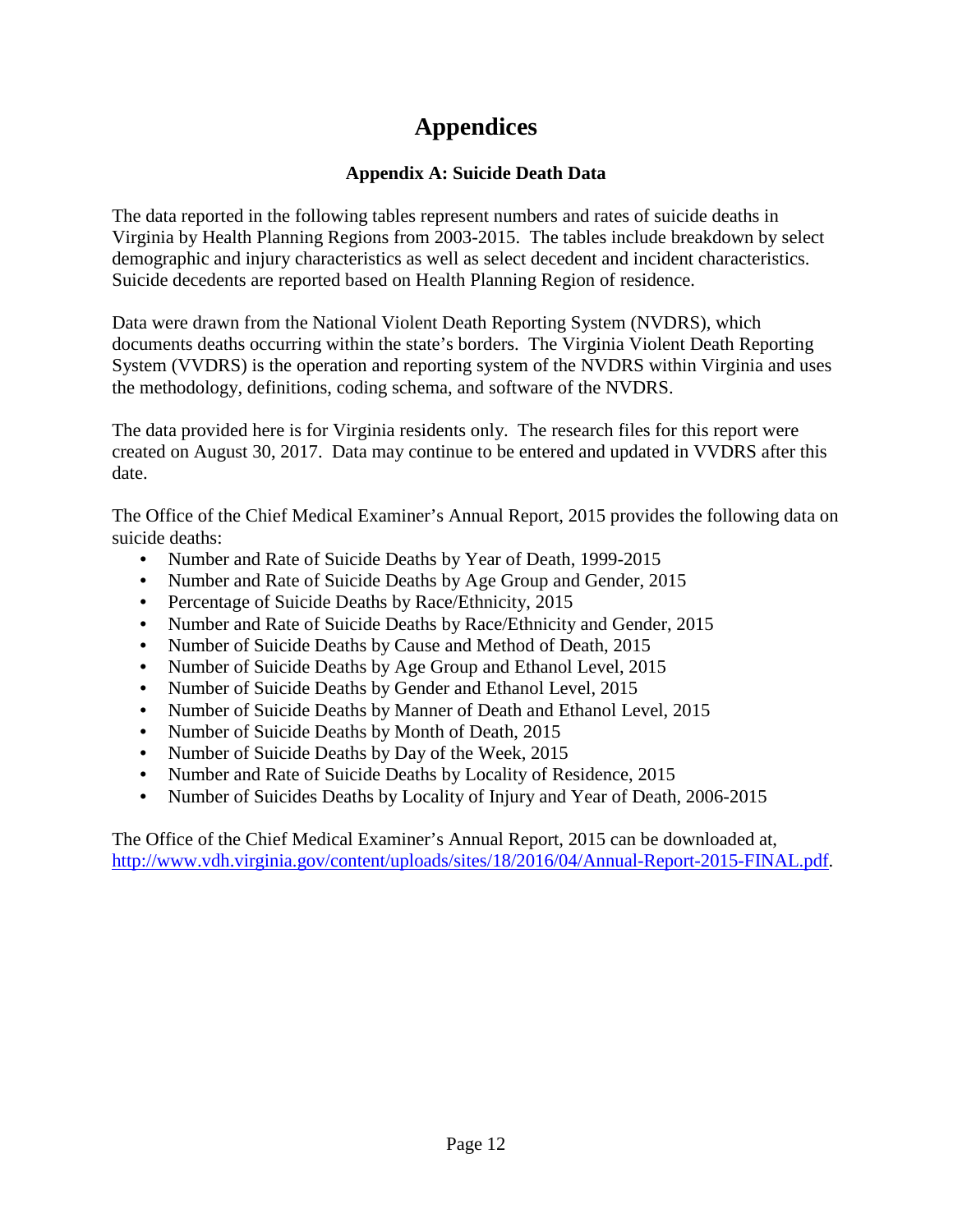# Appendices

## Appendix A: Suicide Death Data

The data reported in the following tables represent numbers and rates of suicide deaths in Virginia by Health Planning Regions from 2003-2015. The tables include breakdown by select demographic and injury characteristics as well as select decedent and incident characteristics. Suicide decedents are reported based on Health Planning Region of residence.

Data were drawn from the National Violent Death Reporting System (NVDRS), which documents deaths occurring within the state's borders. The Virginia Violent Death Reporting System (VVDRS) is the operation and reporting system of the NVDRS within Virginia and uses the methodology, definitions, coding schema, and software of the NVDRS.

The data provided here is for Virginia residents only. The research files for this report were created on August 30, 2017. Data may continue to be entered and updated in VVDRS after this date.

The Office of the Chief Medical Examiner's Annual Report, 2015 provides the following data on suicide deaths:

- Number and Rate of Suicide Deaths by Year of Death, 1999-2015
- Number and Rate of Suicide Deaths by Age Group and Gender, 2015
- Percentage of Suicide Deaths by Race/Ethnicity, 2015
- Number and Rate of Suicide Deaths by Race/Ethnicity and Gender, 2015
- Number of Suicide Deaths by Cause and Method of Death, 2015
- Number of Suicide Deaths by Age Group and Ethanol Level, 2015
- Number of Suicide Deaths by Gender and Ethanol Level, 2015
- Number of Suicide Deaths by Manner of Death and Ethanol Level, 2015
- Number of Suicide Deaths by Month of Death, 2015
- Number of Suicide Deaths by Day of the Week, 2015
- Number and Rate of Suicide Deaths by Locality of Residence, 2015
- Number of Suicides Deaths by Locality of Injury and Year of Death, 2006-2015

The Office of the Chief Medical Examiner's Annual Report, 2015 can be downloaded at, http://www.vdh.virginia.gov/content/uploads/sites/18/2016/04/Annual-Report-2015-FINAL.pdf.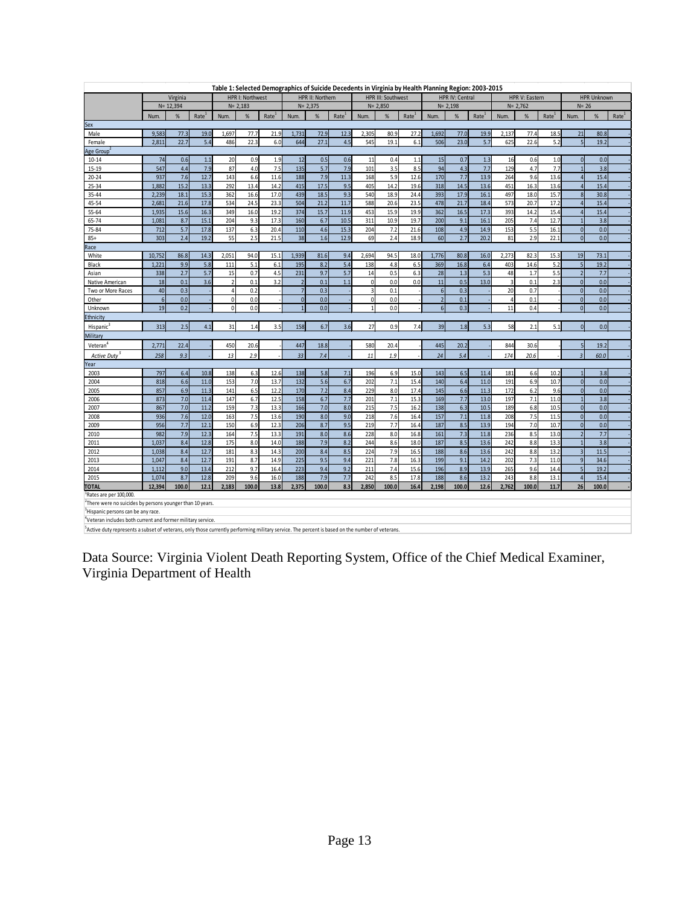**Table 1: Selected Demographics of Suicide Decedents in Virginia by Health Planning Region: 2003-2015**

| | Virginia | | | HPR I: Northwest | | | HPR II: Northern | | | HPR III: Southwest | | | HPR IV: Central | | | HPR V: Eastern | | | HPR Unknown | | |
|---|---|---|---|---|---|---|---|---|---|---|---|---|---|---|---|---|---|---|---|---|---|
| | N= 12,394 | | | N= 2,183 | | | N= 2,375 | | | N= 2,850 | | | N= 2,198 | | | N= 2,762 | | | N= 26 | | |
| | Num. | % | Rate[1] | Num. | % | Rate[1] | Num. | % | Rate[1] | Num. | % | Rate[1] | Num. | % | Rate[1] | Num. | % | Rate[1] | Num. | % | Rate[1] |
| **Sex** | | | | | | | | | | | | | | | | | | | | | |
| Male | 9,583 | 77.3 | 19.0 | 1,697 | 77.7 | 21.9 | 1,731 | 72.9 | 12.3 | 2,305 | 80.9 | 27.2 | 1,692 | 77.0 | 19.9 | 2,137 | 77.4 | 18.5 | 21 | 80.8 | - |
| Female | 2,811 | 22.7 | 5.4 | 486 | 22.3 | 6.0 | 644 | 27.1 | 4.5 | 545 | 19.1 | 6.1 | 506 | 23.0 | 5.7 | 625 | 22.6 | 5.2 | 5 | 19.2 | - |
| **Age Group[2]** | | | | | | | | | | | | | | | | | | | | | |
| 10-14 | 74 | 0.6 | 1.1 | 20 | 0.9 | 1.9 | 12 | 0.5 | 0.6 | 11 | 0.4 | 1.1 | 15 | 0.7 | 1.3 | 16 | 0.6 | 1.0 | 0 | 0.0 | - |
| 15-19 | 547 | 4.4 | 7.9 | 87 | 4.0 | 7.5 | 135 | 5.7 | 7.9 | 101 | 3.5 | 8.5 | 94 | 4.3 | 7.7 | 129 | 4.7 | 7.7 | 1 | 3.8 | - |
| 20-24 | 937 | 7.6 | 12.7 | 143 | 6.6 | 11.6 | 188 | 7.9 | 11.3 | 168 | 5.9 | 12.6 | 170 | 7.7 | 13.9 | 264 | 9.6 | 13.6 | 4 | 15.4 | - |
| 25-34 | 1,882 | 15.2 | 13.3 | 292 | 13.4 | 14.2 | 415 | 17.5 | 9.5 | 405 | 14.2 | 19.6 | 318 | 14.5 | 13.6 | 451 | 16.3 | 13.6 | 4 | 15.4 | - |
| 35-44 | 2,239 | 18.1 | 15.3 | 362 | 16.6 | 17.0 | 439 | 18.5 | 9.3 | 540 | 18.9 | 24.4 | 393 | 17.9 | 16.1 | 497 | 18.0 | 15.7 | 8 | 30.8 | - |
| 45-54 | 2,681 | 21.6 | 17.8 | 534 | 24.5 | 23.3 | 504 | 21.2 | 11.7 | 588 | 20.6 | 23.5 | 478 | 21.7 | 18.4 | 573 | 20.7 | 17.2 | 4 | 15.4 | - |
| 55-64 | 1,935 | 15.6 | 16.3 | 349 | 16.0 | 19.2 | 374 | 15.7 | 11.9 | 453 | 15.9 | 19.9 | 362 | 16.5 | 17.3 | 393 | 14.2 | 15.4 | 4 | 15.4 | - |
| 65-74 | 1,081 | 8.7 | 15.1 | 204 | 9.3 | 17.3 | 160 | 6.7 | 10.5 | 311 | 10.9 | 19.7 | 200 | 9.1 | 16.1 | 205 | 7.4 | 12.7 | 1 | 3.8 | - |
| 75-84 | 712 | 5.7 | 17.8 | 137 | 6.3 | 20.4 | 110 | 4.6 | 15.3 | 204 | 7.2 | 21.6 | 108 | 4.9 | 14.9 | 153 | 5.5 | 16.1 | 0 | 0.0 | - |
| 85+ | 303 | 2.4 | 19.2 | 55 | 2.5 | 21.5 | 38 | 1.6 | 12.9 | 69 | 2.4 | 18.9 | 60 | 2.7 | 20.2 | 81 | 2.9 | 22.1 | 0 | 0.0 | - |
| **Race** | | | | | | | | | | | | | | | | | | | | | |
| White | 10,752 | 86.8 | 14.3 | 2,051 | 94.0 | 15.1 | 1,939 | 81.6 | 9.4 | 2,694 | 94.5 | 18.0 | 1,776 | 80.8 | 16.0 | 2,273 | 82.3 | 15.3 | 19 | 73.1 | - |
| Black | 1,221 | 9.9 | 5.8 | 111 | 5.1 | 6.1 | 195 | 8.2 | 5.4 | 138 | 4.8 | 6.5 | 369 | 16.8 | 6.4 | 403 | 14.6 | 5.2 | 5 | 19.2 | - |
| Asian | 338 | 2.7 | 5.7 | 15 | 0.7 | 4.5 | 231 | 9.7 | 5.7 | 14 | 0.5 | 6.3 | 28 | 1.3 | 5.3 | 48 | 1.7 | 5.5 | 2 | 7.7 | - |
| Native American | 18 | 0.1 | 3.6 | 2 | 0.1 | 3.2 | 2 | 0.1 | 1.1 | 0 | 0.0 | 0.0 | 11 | 0.5 | 13.0 | 3 | 0.1 | 2.3 | 0 | 0.0 | - |
| Two or More Races | 40 | 0.3 | - | 4 | 0.2 | - | 7 | 0.3 | - | 3 | 0.1 | - | 6 | 0.3 | - | 20 | 0.7 | - | 0 | 0.0 | - |
| Other | 6 | 0.0 | - | 0 | 0.0 | - | 0 | 0.0 | - | 0 | 0.0 | - | 2 | 0.1 | - | 4 | 0.1 | - | 0 | 0.0 | - |
| Unknown | 19 | 0.2 | - | 0 | 0.0 | - | 1 | 0.0 | - | 1 | 0.0 | - | 6 | 0.3 | - | 11 | 0.4 | - | 0 | 0.0 | - |
| **Ethnicity** | | | | | | | | | | | | | | | | | | | | | |
| Hispanic[3] | 313 | 2.5 | 4.1 | 31 | 1.4 | 3.5 | 158 | 6.7 | 3.6 | 27 | 0.9 | 7.4 | 39 | 1.8 | 5.3 | 58 | 2.1 | 5.1 | 0 | 0.0 | - |
| **Military** | | | | | | | | | | | | | | | | | | | | | |
| Veteran[4] | 2,771 | 22.4 | - | 450 | 20.6 | - | 447 | 18.8 | - | 580 | 20.4 | - | 445 | 20.2 | - | 844 | 30.6 | - | 5 | 19.2 | - |
| *Active Duty[5]* | *258* | *9.3* | - | *13* | *2.9* | - | *33* | *7.4* | - | *11* | *1.9* | - | *24* | *5.4* | - | *174* | *20.6* | - | *3* | *60.0* | - |
| **Year** | | | | | | | | | | | | | | | | | | | | | |
| 2003 | 797 | 6.4 | 10.8 | 138 | 6.3 | 12.6 | 138 | 5.8 | 7.1 | 196 | 6.9 | 15.0 | 143 | 6.5 | 11.4 | 181 | 6.6 | 10.2 | 1 | 3.8 | - |
| 2004 | 818 | 6.6 | 11.0 | 153 | 7.0 | 13.7 | 132 | 5.6 | 6.7 | 202 | 7.1 | 15.4 | 140 | 6.4 | 11.0 | 191 | 6.9 | 10.7 | 0 | 0.0 | - |
| 2005 | 857 | 6.9 | 11.3 | 141 | 6.5 | 12.2 | 170 | 7.2 | 8.4 | 229 | 8.0 | 17.4 | 145 | 6.6 | 11.3 | 172 | 6.2 | 9.6 | 0 | 0.0 | - |
| 2006 | 873 | 7.0 | 11.4 | 147 | 6.7 | 12.5 | 158 | 6.7 | 7.7 | 201 | 7.1 | 15.3 | 169 | 7.7 | 13.0 | 197 | 7.1 | 11.0 | 1 | 3.8 | - |
| 2007 | 867 | 7.0 | 11.2 | 159 | 7.3 | 13.3 | 166 | 7.0 | 8.0 | 215 | 7.5 | 16.2 | 138 | 6.3 | 10.5 | 189 | 6.8 | 10.5 | 0 | 0.0 | - |
| 2008 | 936 | 7.6 | 12.0 | 163 | 7.5 | 13.6 | 190 | 8.0 | 9.0 | 218 | 7.6 | 16.4 | 157 | 7.1 | 11.8 | 208 | 7.5 | 11.5 | 0 | 0.0 | - |
| 2009 | 956 | 7.7 | 12.1 | 150 | 6.9 | 12.3 | 206 | 8.7 | 9.5 | 219 | 7.7 | 16.4 | 187 | 8.5 | 13.9 | 194 | 7.0 | 10.7 | 0 | 0.0 | - |
| 2010 | 982 | 7.9 | 12.3 | 164 | 7.5 | 13.3 | 191 | 8.0 | 8.6 | 228 | 8.0 | 16.8 | 161 | 7.3 | 11.8 | 236 | 8.5 | 13.0 | 2 | 7.7 | - |
| 2011 | 1,037 | 8.4 | 12.8 | 175 | 8.0 | 14.0 | 188 | 7.9 | 8.2 | 244 | 8.6 | 18.0 | 187 | 8.5 | 13.6 | 242 | 8.8 | 13.3 | 1 | 3.8 | - |
| 2012 | 1,038 | 8.4 | 12.7 | 181 | 8.3 | 14.3 | 200 | 8.4 | 8.5 | 224 | 7.9 | 16.5 | 188 | 8.6 | 13.6 | 242 | 8.8 | 13.2 | 3 | 11.5 | - |
| 2013 | 1,047 | 8.4 | 12.7 | 191 | 8.7 | 14.9 | 225 | 9.5 | 9.4 | 221 | 7.8 | 16.3 | 199 | 9.1 | 14.2 | 202 | 7.3 | 11.0 | 9 | 34.6 | - |
| 2014 | 1,112 | 9.0 | 13.4 | 212 | 9.7 | 16.4 | 223 | 9.4 | 9.2 | 211 | 7.4 | 15.6 | 196 | 8.9 | 13.9 | 265 | 9.6 | 14.4 | 5 | 19.2 | - |
| 2015 | 1,074 | 8.7 | 12.8 | 209 | 9.6 | 16.0 | 188 | 7.9 | 7.7 | 242 | 8.5 | 17.8 | 188 | 8.6 | 13.2 | 243 | 8.8 | 13.1 | 4 | 15.4 | - |
| **TOTAL** | **12,394** | **100.0** | **12.1** | **2,183** | **100.0** | **13.8** | **2,375** | **100.0** | **8.3** | **2,850** | **100.0** | **16.4** | **2,198** | **100.0** | **12.6** | **2,762** | **100.0** | **11.7** | **26** | **100.0** | **-** |

[1]Rates are per 100,000.

[2]There were no suicides by persons younger than 10 years.

[3]Hispanic persons can be any race.

[4]Veteran includes both current and former military service.

[5]Active duty represents a subset of veterans, only those currently performing military service. The percent is based on the number of veterans.

Data Source: Virginia Violent Death Reporting System, Office of the Chief Medical Examiner, Virginia Department of Health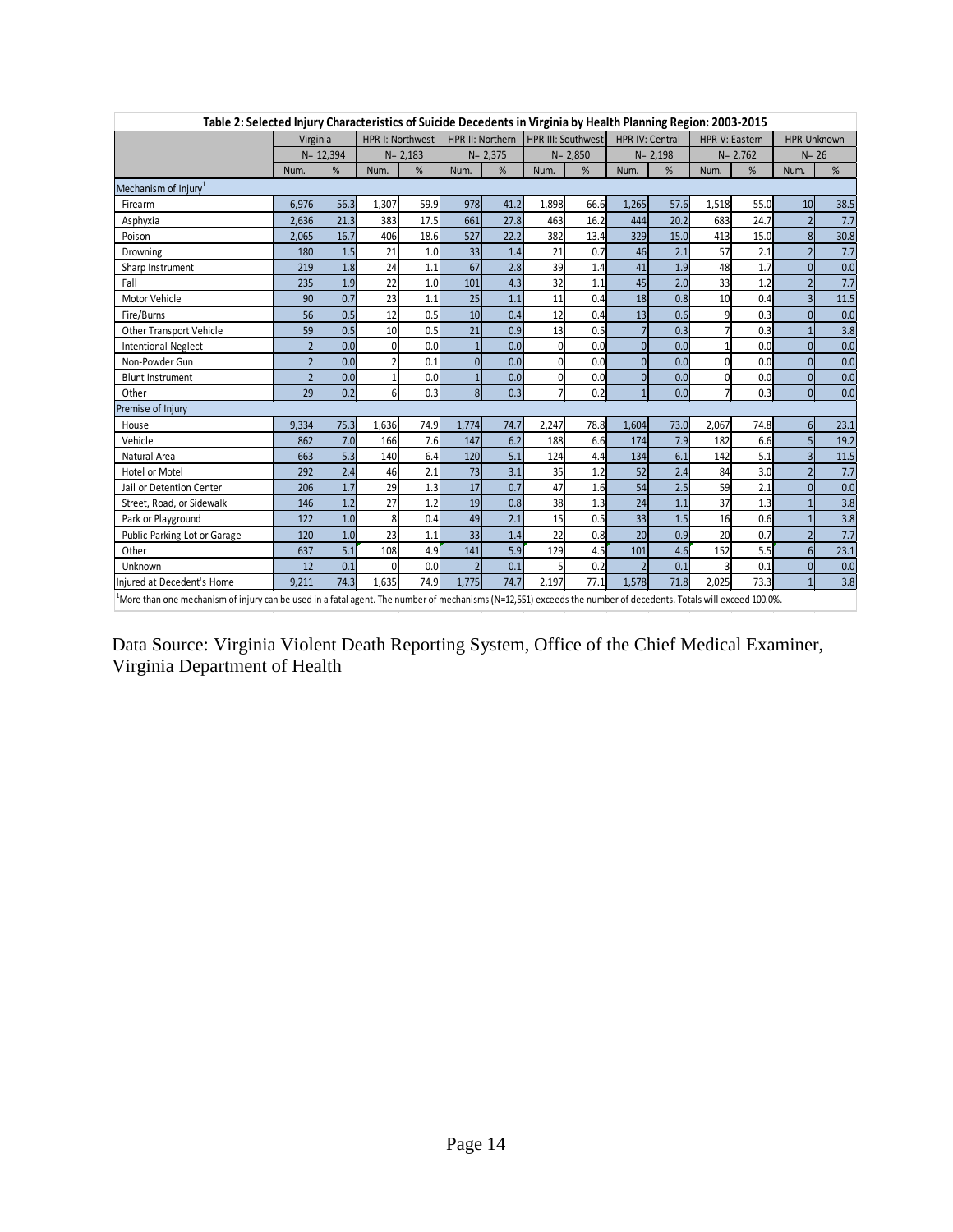**Table 2: Selected Injury Characteristics of Suicide Decedents in Virginia by Health Planning Region: 2003-2015**

| | Virginia | | HPR I: Northwest | | HPR II: Northern | | HPR III: Southwest | | HPR IV: Central | | HPR V: Eastern | | HPR Unknown | |
|---|---|---|---|---|---|---|---|---|---|---|---|---|---|---|
| | N= 12,394 | | N= 2,183 | | N= 2,375 | | N= 2,850 | | N= 2,198 | | N= 2,762 | | N= 26 | |
| | Num. | % | Num. | % | Num. | % | Num. | % | Num. | % | Num. | % | Num. | % |
| **Mechanism of Injury[1]** | | | | | | | | | | | | | | |
| Firearm | 6,976 | 56.3 | 1,307 | 59.9 | 978 | 41.2 | 1,898 | 66.6 | 1,265 | 57.6 | 1,518 | 55.0 | 10 | 38.5 |
| Asphyxia | 2,636 | 21.3 | 383 | 17.5 | 661 | 27.8 | 463 | 16.2 | 444 | 20.2 | 683 | 24.7 | 2 | 7.7 |
| Poison | 2,065 | 16.7 | 406 | 18.6 | 527 | 22.2 | 382 | 13.4 | 329 | 15.0 | 413 | 15.0 | 8 | 30.8 |
| Drowning | 180 | 1.5 | 21 | 1.0 | 33 | 1.4 | 21 | 0.7 | 46 | 2.1 | 57 | 2.1 | 2 | 7.7 |
| Sharp Instrument | 219 | 1.8 | 24 | 1.1 | 67 | 2.8 | 39 | 1.4 | 41 | 1.9 | 48 | 1.7 | 0 | 0.0 |
| Fall | 235 | 1.9 | 22 | 1.0 | 101 | 4.3 | 32 | 1.1 | 45 | 2.0 | 33 | 1.2 | 2 | 7.7 |
| Motor Vehicle | 90 | 0.7 | 23 | 1.1 | 25 | 1.1 | 11 | 0.4 | 18 | 0.8 | 10 | 0.4 | 3 | 11.5 |
| Fire/Burns | 56 | 0.5 | 12 | 0.5 | 10 | 0.4 | 12 | 0.4 | 13 | 0.6 | 9 | 0.3 | 0 | 0.0 |
| Other Transport Vehicle | 59 | 0.5 | 10 | 0.5 | 21 | 0.9 | 13 | 0.5 | 7 | 0.3 | 7 | 0.3 | 1 | 3.8 |
| Intentional Neglect | 2 | 0.0 | 0 | 0.0 | 1 | 0.0 | 0 | 0.0 | 0 | 0.0 | 1 | 0.0 | 0 | 0.0 |
| Non-Powder Gun | 2 | 0.0 | 2 | 0.1 | 0 | 0.0 | 0 | 0.0 | 0 | 0.0 | 0 | 0.0 | 0 | 0.0 |
| Blunt Instrument | 2 | 0.0 | 1 | 0.0 | 1 | 0.0 | 0 | 0.0 | 0 | 0.0 | 0 | 0.0 | 0 | 0.0 |
| Other | 29 | 0.2 | 6 | 0.3 | 8 | 0.3 | 7 | 0.2 | 1 | 0.0 | 7 | 0.3 | 0 | 0.0 |
| **Premise of Injury** | | | | | | | | | | | | | | |
| House | 9,334 | 75.3 | 1,636 | 74.9 | 1,774 | 74.7 | 2,247 | 78.8 | 1,604 | 73.0 | 2,067 | 74.8 | 6 | 23.1 |
| Vehicle | 862 | 7.0 | 166 | 7.6 | 147 | 6.2 | 188 | 6.6 | 174 | 7.9 | 182 | 6.6 | 5 | 19.2 |
| Natural Area | 663 | 5.3 | 140 | 6.4 | 120 | 5.1 | 124 | 4.4 | 134 | 6.1 | 142 | 5.1 | 3 | 11.5 |
| Hotel or Motel | 292 | 2.4 | 46 | 2.1 | 73 | 3.1 | 35 | 1.2 | 52 | 2.4 | 84 | 3.0 | 2 | 7.7 |
| Jail or Detention Center | 206 | 1.7 | 29 | 1.3 | 17 | 0.7 | 47 | 1.6 | 54 | 2.5 | 59 | 2.1 | 0 | 0.0 |
| Street, Road, or Sidewalk | 146 | 1.2 | 27 | 1.2 | 19 | 0.8 | 38 | 1.3 | 24 | 1.1 | 37 | 1.3 | 1 | 3.8 |
| Park or Playground | 122 | 1.0 | 8 | 0.4 | 49 | 2.1 | 15 | 0.5 | 33 | 1.5 | 16 | 0.6 | 1 | 3.8 |
| Public Parking Lot or Garage | 120 | 1.0 | 23 | 1.1 | 33 | 1.4 | 22 | 0.8 | 20 | 0.9 | 20 | 0.7 | 2 | 7.7 |
| Other | 637 | 5.1 | 108 | 4.9 | 141 | 5.9 | 129 | 4.5 | 101 | 4.6 | 152 | 5.5 | 6 | 23.1 |
| Unknown | 12 | 0.1 | 0 | 0.0 | 2 | 0.1 | 5 | 0.2 | 2 | 0.1 | 3 | 0.1 | 0 | 0.0 |
| Injured at Decedent's Home | 9,211 | 74.3 | 1,635 | 74.9 | 1,775 | 74.7 | 2,197 | 77.1 | 1,578 | 71.8 | 2,025 | 73.3 | 1 | 3.8 |

[1]More than one mechanism of injury can be used in a fatal agent. The number of mechanisms (N=12,551) exceeds the number of decedents. Totals will exceed 100.0%.

Data Source: Virginia Violent Death Reporting System, Office of the Chief Medical Examiner, Virginia Department of Health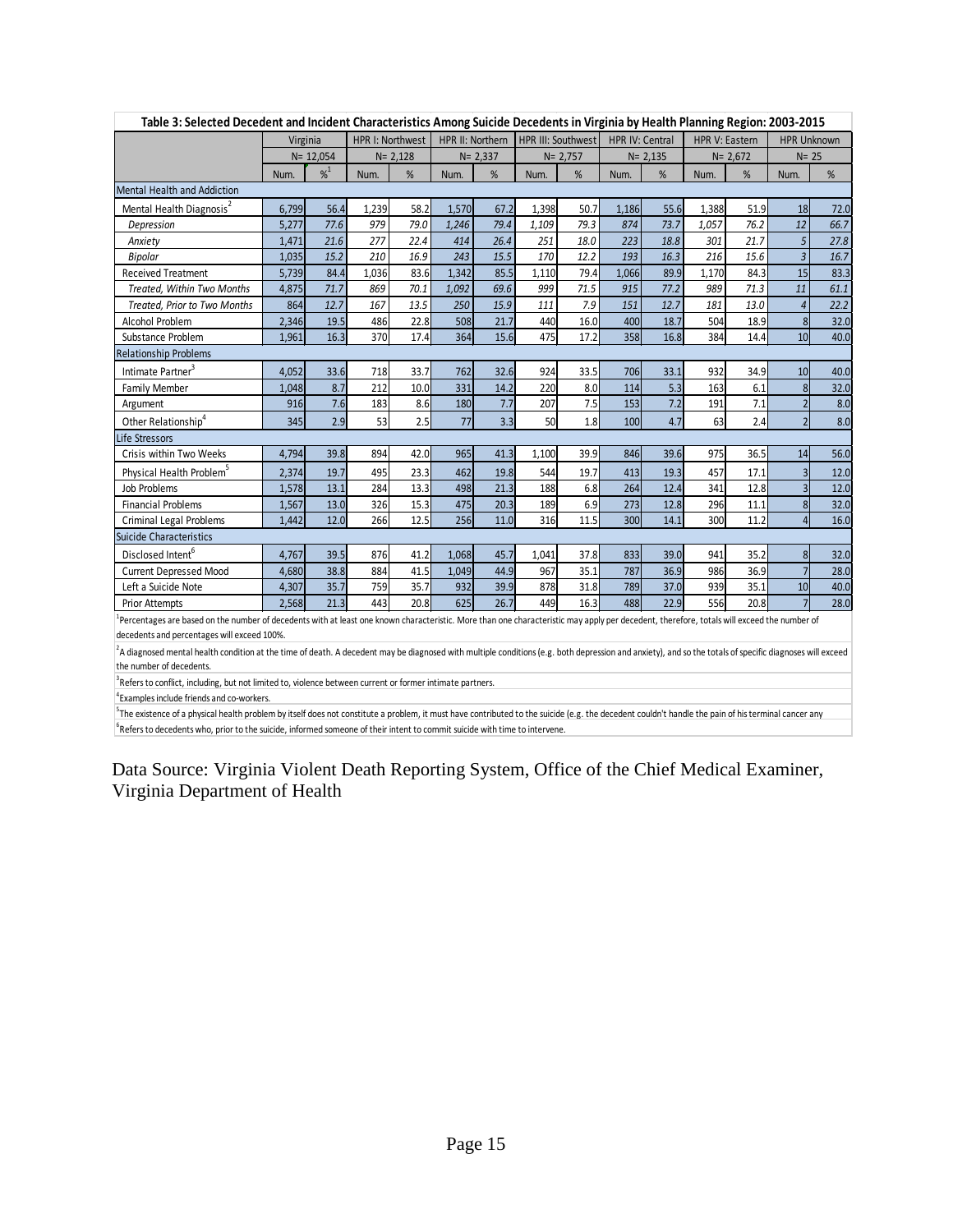**Table 3: Selected Decedent and Incident Characteristics Among Suicide Decedents in Virginia by Health Planning Region: 2003-2015**

| | Virginia | | HPR I: Northwest | | HPR II: Northern | | HPR III: Southwest | | HPR IV: Central | | HPR V: Eastern | | HPR Unknown | |
|---|---|---|---|---|---|---|---|---|---|---|---|---|---|---|
| | N= 12,054 | | N= 2,128 | | N= 2,337 | | N= 2,757 | | N= 2,135 | | N= 2,672 | | N= 25 | |
| | Num. | %[1] | Num. | % | Num. | % | Num. | % | Num. | % | Num. | % | Num. | % |
| **Mental Health and Addiction** | | | | | | | | | | | | | | |
| Mental Health Diagnosis[2] | 6,799 | 56.4 | 1,239 | 58.2 | 1,570 | 67.2 | 1,398 | 50.7 | 1,186 | 55.6 | 1,388 | 51.9 | 18 | 72.0 |
| *Depression* | *5,277* | *77.6* | *979* | *79.0* | *1,246* | *79.4* | *1,109* | *79.3* | *874* | *73.7* | *1,057* | *76.2* | *12* | *66.7* |
| *Anxiety* | *1,471* | *21.6* | *277* | *22.4* | *414* | *26.4* | *251* | *18.0* | *223* | *18.8* | *301* | *21.7* | *5* | *27.8* |
| *Bipolar* | *1,035* | *15.2* | *210* | *16.9* | *243* | *15.5* | *170* | *12.2* | *193* | *16.3* | *216* | *15.6* | *3* | *16.7* |
| Received Treatment | 5,739 | 84.4 | 1,036 | 83.6 | 1,342 | 85.5 | 1,110 | 79.4 | 1,066 | 89.9 | 1,170 | 84.3 | 15 | 83.3 |
| *Treated, Within Two Months* | *4,875* | *71.7* | *869* | *70.1* | *1,092* | *69.6* | *999* | *71.5* | *915* | *77.2* | *989* | *71.3* | *11* | *61.1* |
| *Treated, Prior to Two Months* | *864* | *12.7* | *167* | *13.5* | *250* | *15.9* | *111* | *7.9* | *151* | *12.7* | *181* | *13.0* | *4* | *22.2* |
| Alcohol Problem | 2,346 | 19.5 | 486 | 22.8 | 508 | 21.7 | 440 | 16.0 | 400 | 18.7 | 504 | 18.9 | 8 | 32.0 |
| Substance Problem | 1,961 | 16.3 | 370 | 17.4 | 364 | 15.6 | 475 | 17.2 | 358 | 16.8 | 384 | 14.4 | 10 | 40.0 |
| **Relationship Problems** | | | | | | | | | | | | | | |
| Intimate Partner[3] | 4,052 | 33.6 | 718 | 33.7 | 762 | 32.6 | 924 | 33.5 | 706 | 33.1 | 932 | 34.9 | 10 | 40.0 |
| Family Member | 1,048 | 8.7 | 212 | 10.0 | 331 | 14.2 | 220 | 8.0 | 114 | 5.3 | 163 | 6.1 | 8 | 32.0 |
| Argument | 916 | 7.6 | 183 | 8.6 | 180 | 7.7 | 207 | 7.5 | 153 | 7.2 | 191 | 7.1 | 2 | 8.0 |
| Other Relationship[4] | 345 | 2.9 | 53 | 2.5 | 77 | 3.3 | 50 | 1.8 | 100 | 4.7 | 63 | 2.4 | 2 | 8.0 |
| **Life Stressors** | | | | | | | | | | | | | | |
| Crisis within Two Weeks | 4,794 | 39.8 | 894 | 42.0 | 965 | 41.3 | 1,100 | 39.9 | 846 | 39.6 | 975 | 36.5 | 14 | 56.0 |
| Physical Health Problem[5] | 2,374 | 19.7 | 495 | 23.3 | 462 | 19.8 | 544 | 19.7 | 413 | 19.3 | 457 | 17.1 | 3 | 12.0 |
| Job Problems | 1,578 | 13.1 | 284 | 13.3 | 498 | 21.3 | 188 | 6.8 | 264 | 12.4 | 341 | 12.8 | 3 | 12.0 |
| Financial Problems | 1,567 | 13.0 | 326 | 15.3 | 475 | 20.3 | 189 | 6.9 | 273 | 12.8 | 296 | 11.1 | 8 | 32.0 |
| Criminal Legal Problems | 1,442 | 12.0 | 266 | 12.5 | 256 | 11.0 | 316 | 11.5 | 300 | 14.1 | 300 | 11.2 | 4 | 16.0 |
| **Suicide Characteristics** | | | | | | | | | | | | | | |
| Disclosed Intent[6] | 4,767 | 39.5 | 876 | 41.2 | 1,068 | 45.7 | 1,041 | 37.8 | 833 | 39.0 | 941 | 35.2 | 8 | 32.0 |
| Current Depressed Mood | 4,680 | 38.8 | 884 | 41.5 | 1,049 | 44.9 | 967 | 35.1 | 787 | 36.9 | 986 | 36.9 | 7 | 28.0 |
| Left a Suicide Note | 4,307 | 35.7 | 759 | 35.7 | 932 | 39.9 | 878 | 31.8 | 789 | 37.0 | 939 | 35.1 | 10 | 40.0 |
| Prior Attempts | 2,568 | 21.3 | 443 | 20.8 | 625 | 26.7 | 449 | 16.3 | 488 | 22.9 | 556 | 20.8 | 7 | 28.0 |

[1]Percentages are based on the number of decedents with at least one known characteristic. More than one characteristic may apply per decedent, therefore, totals will exceed the number of decedents and percentages will exceed 100%.

[2]A diagnosed mental health condition at the time of death. A decedent may be diagnosed with multiple conditions (e.g. both depression and anxiety), and so the totals of specific diagnoses will exceed the number of decedents.

[3]Refers to conflict, including, but not limited to, violence between current or former intimate partners.

[4]Examples include friends and co-workers.

[5]The existence of a physical health problem by itself does not constitute a problem, it must have contributed to the suicide (e.g. the decedent couldn't handle the pain of his terminal cancer any

[6]Refers to decedents who, prior to the suicide, informed someone of their intent to commit suicide with time to intervene.

Data Source: Virginia Violent Death Reporting System, Office of the Chief Medical Examiner, Virginia Department of Health